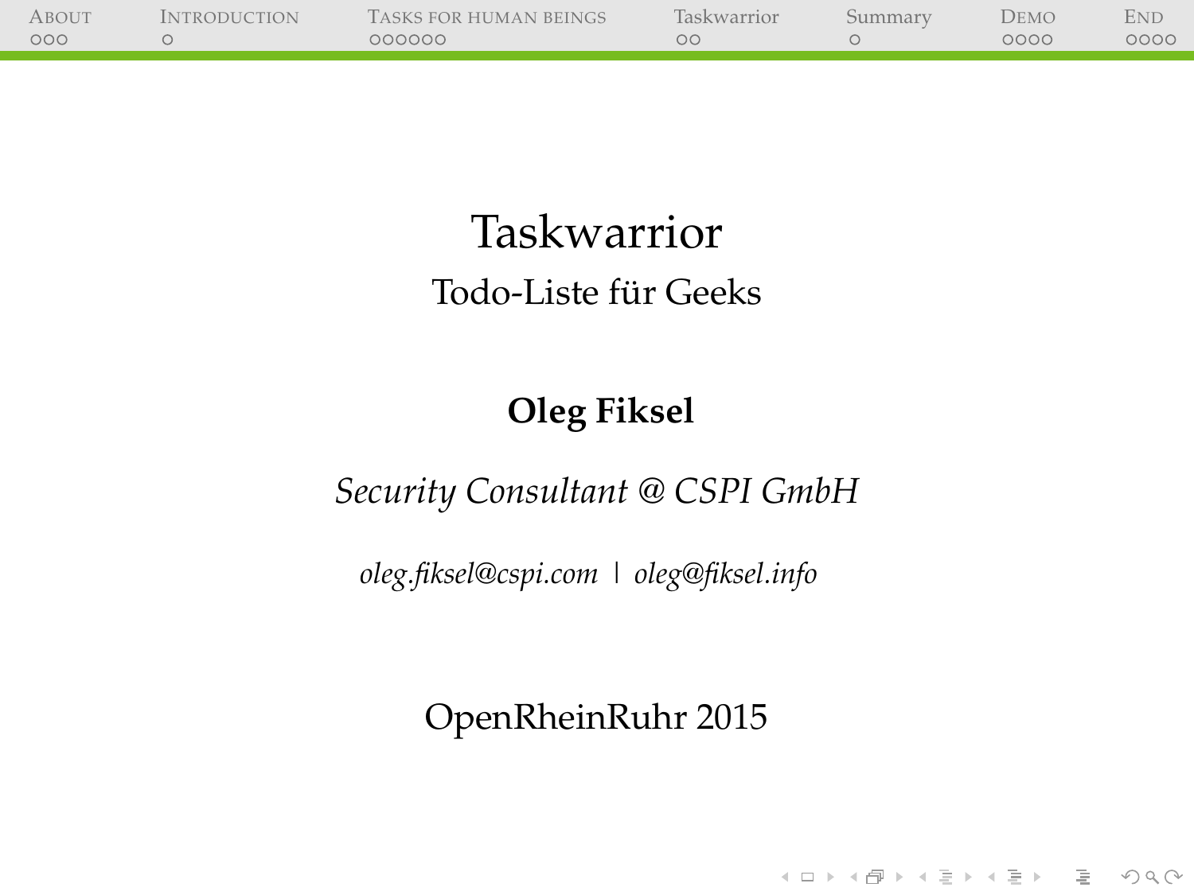# Taskwarrior

## Todo-Liste für Geeks

**Oleg Fiksel**

*Security Consultant @ CSPI GmbH*

*oleg.fiksel@cspi.com* | *oleg@fiksel.info*

OpenRheinRuhr 2015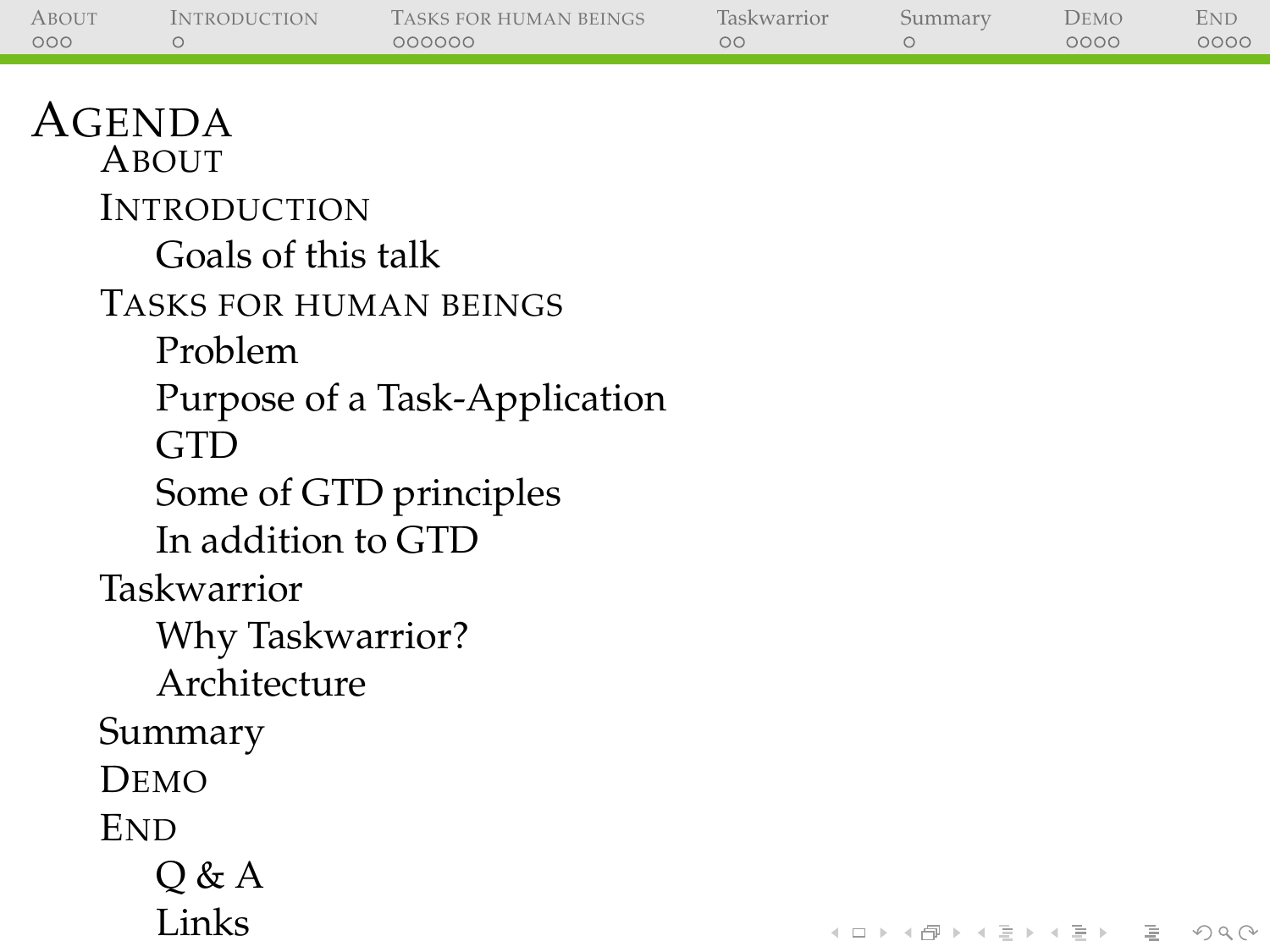# Agenda

- About
- Introduction
  - Goals of this talk
- Tasks for human beings
  - Problem
  - Purpose of a Task-Application
  - GTD
  - Some of GTD principles
  - In addition to GTD
- Taskwarrior
  - Why Taskwarrior?
  - Architecture
- Summary
- Demo
- End
  - Q & A
  - Links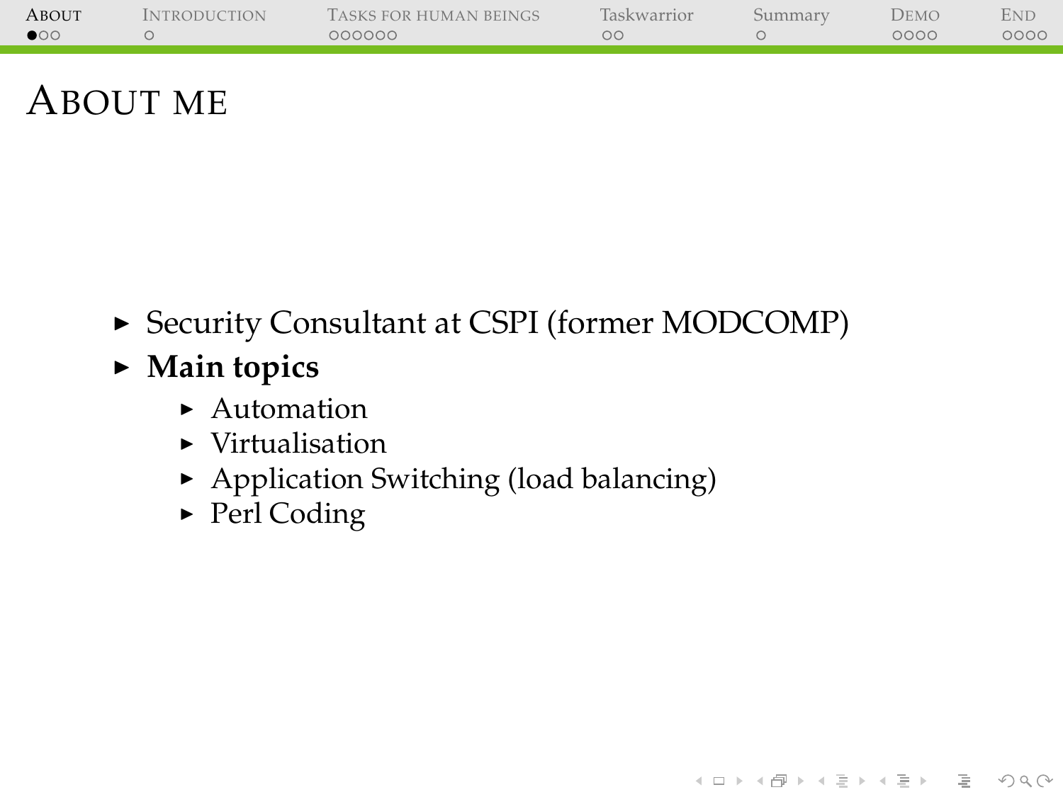# About me

- Security Consultant at CSPI (former MODCOMP)
- **Main topics**
  - Automation
  - Virtualisation
  - Application Switching (load balancing)
  - Perl Coding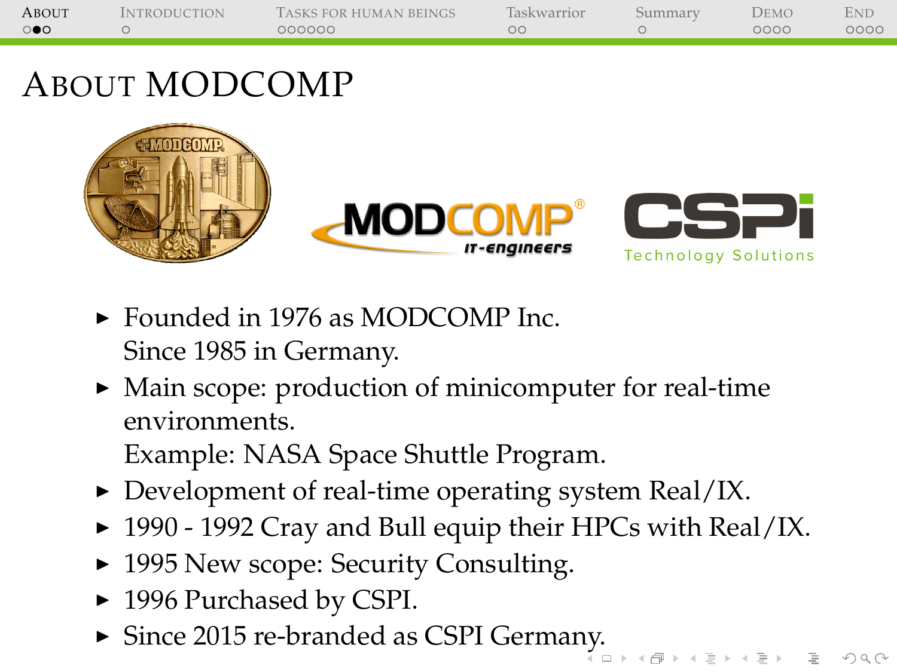# About MODCOMP

- Founded in 1976 as MODCOMP Inc.
  Since 1985 in Germany.
- Main scope: production of minicomputer for real-time environments.
  Example: NASA Space Shuttle Program.
- Development of real-time operating system Real/IX.
- 1990 - 1992 Cray and Bull equip their HPCs with Real/IX.
- 1995 New scope: Security Consulting.
- 1996 Purchased by CSPI.
- Since 2015 re-branded as CSPI Germany.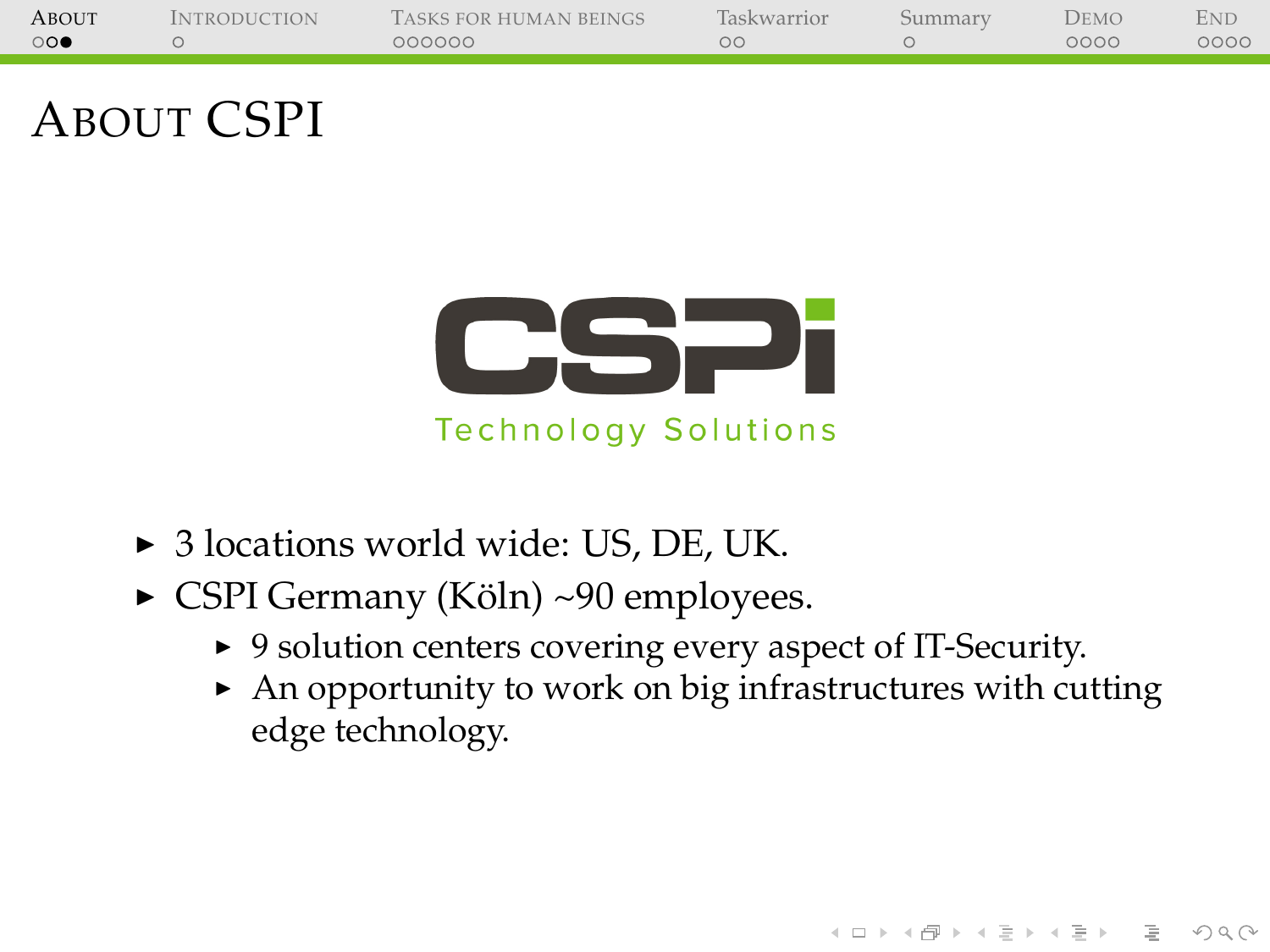# About CSPI

CSPi

Technology Solutions

- 3 locations world wide: US, DE, UK.
- CSPI Germany (Köln) ~90 employees.
  - 9 solution centers covering every aspect of IT-Security.
  - An opportunity to work on big infrastructures with cutting edge technology.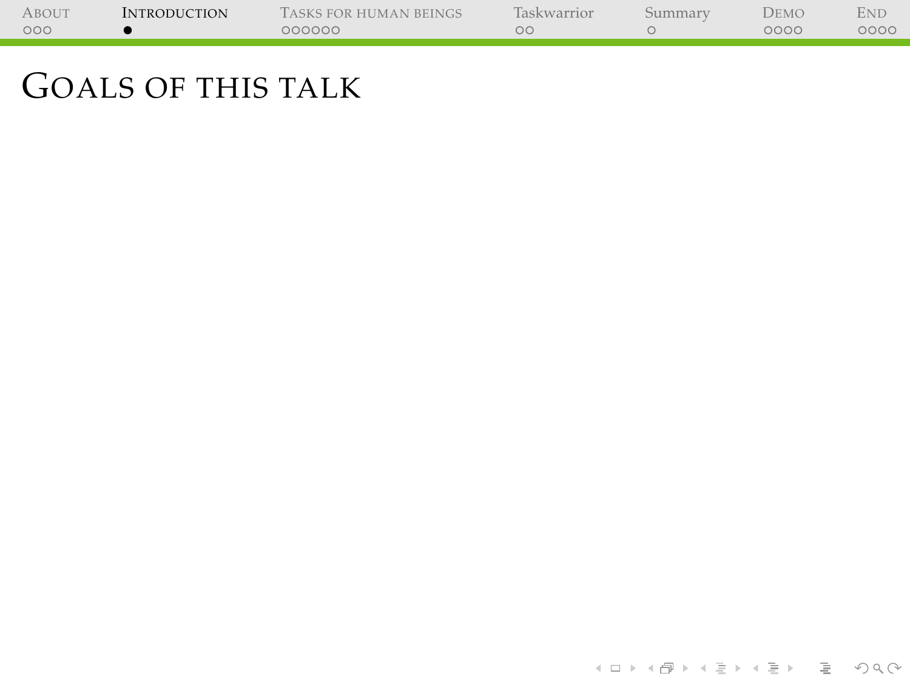# Goals of this talk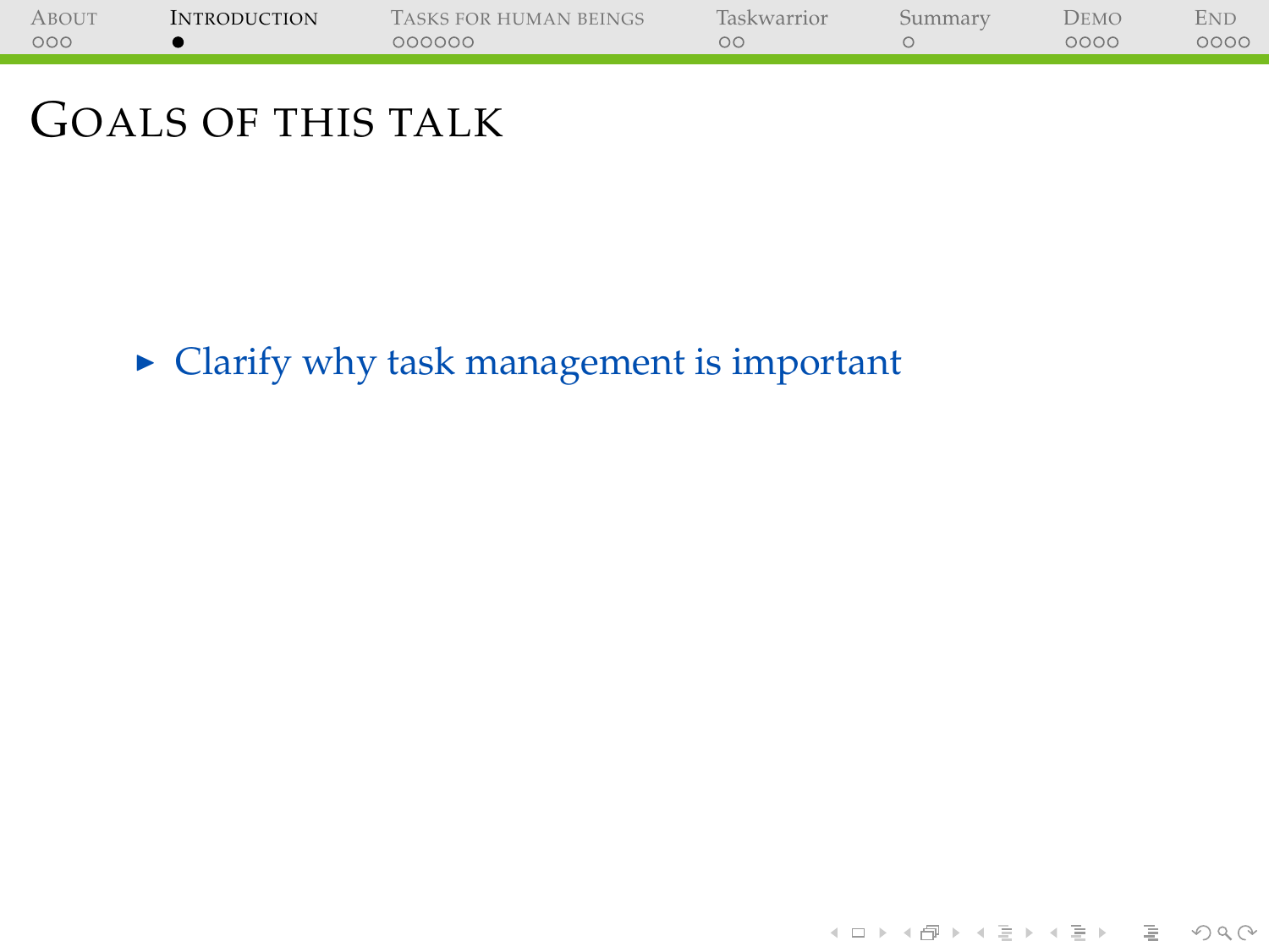# Goals of this talk

- Clarify why task management is important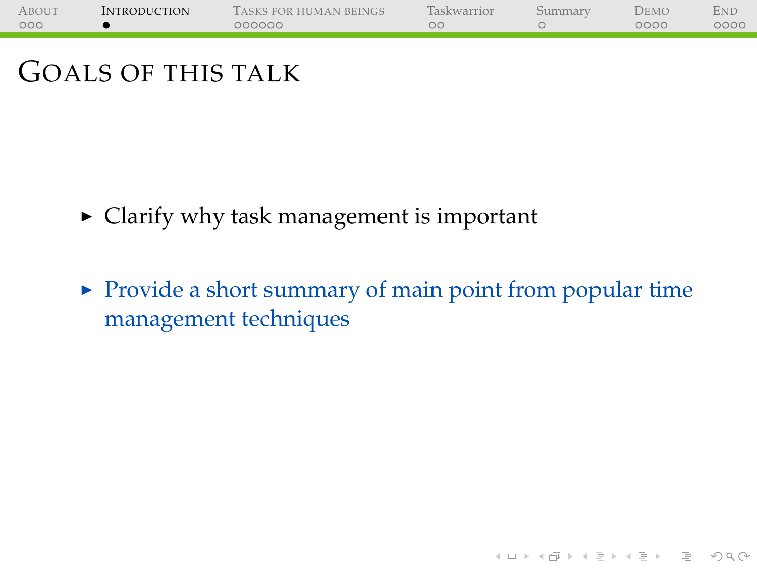# Goals of this talk

- Clarify why task management is important
- Provide a short summary of main point from popular time management techniques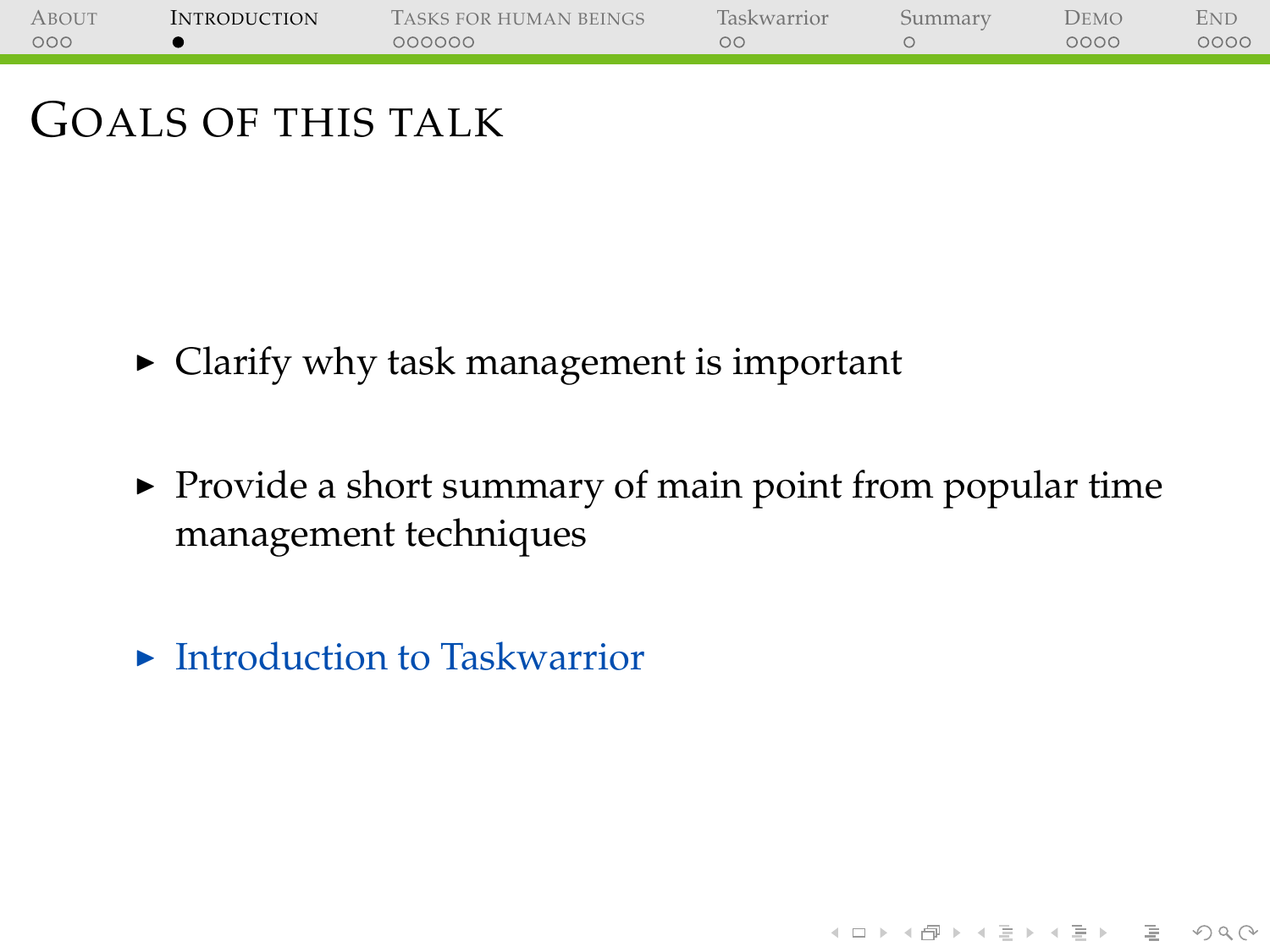# Goals of this talk

- Clarify why task management is important
- Provide a short summary of main point from popular time management techniques
- Introduction to Taskwarrior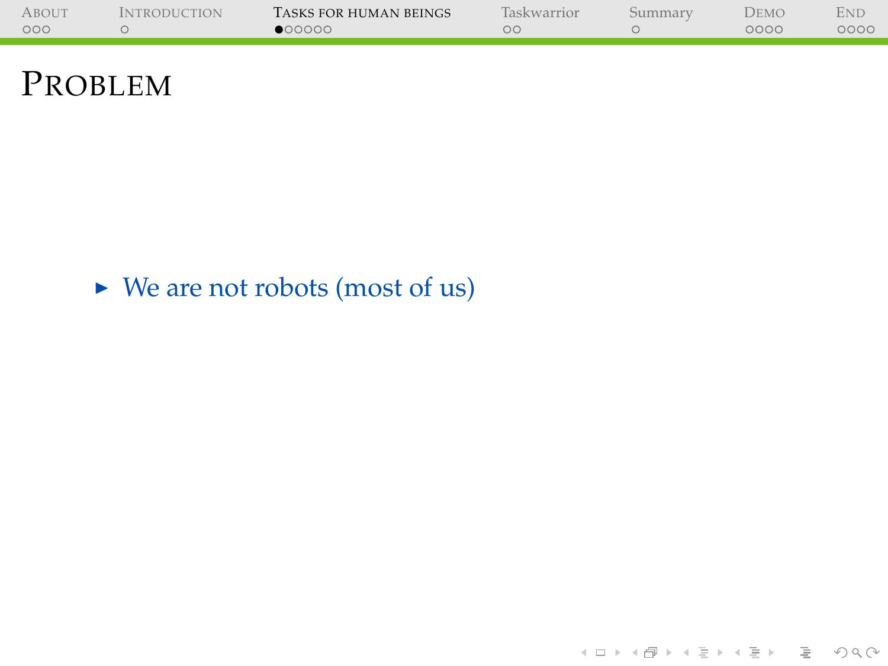# Problem

- We are not robots (most of us)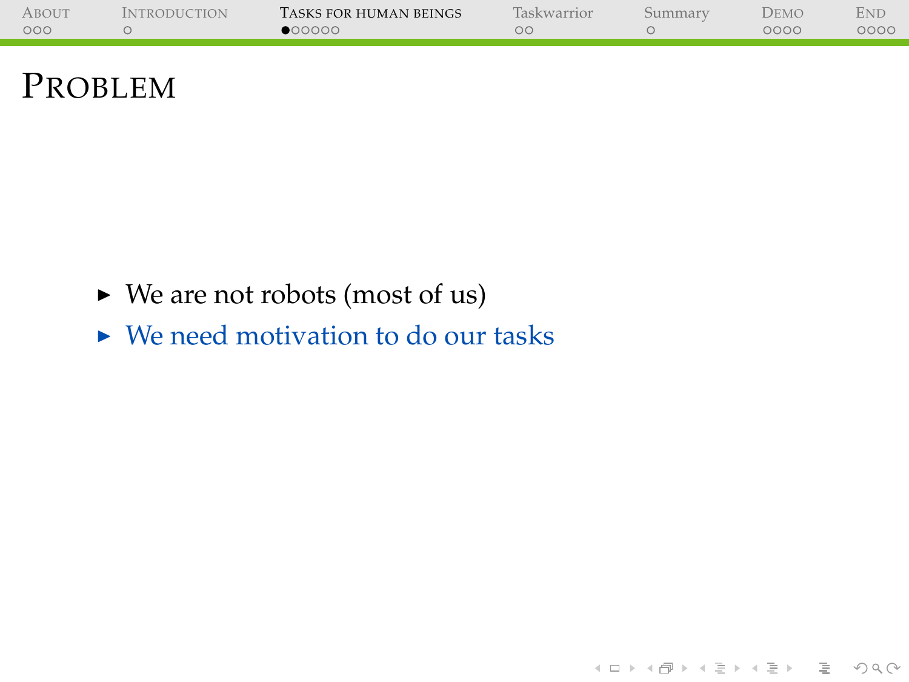# Problem

- We are not robots (most of us)
- We need motivation to do our tasks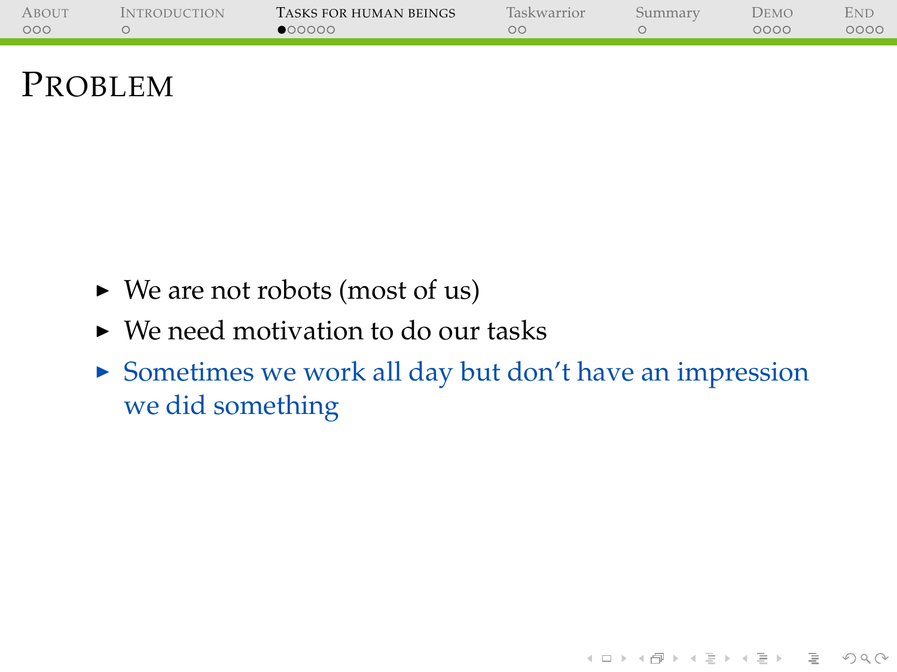# Problem

- We are not robots (most of us)
- We need motivation to do our tasks
- Sometimes we work all day but don't have an impression we did something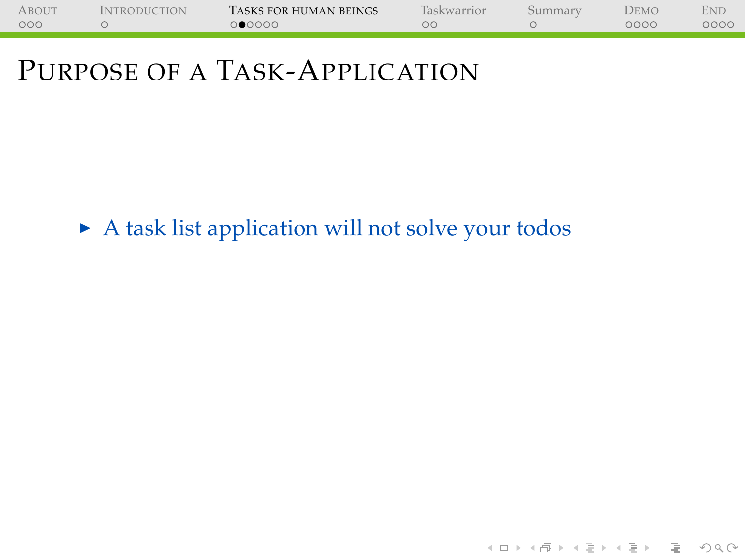# Purpose of a Task-Application

- A task list application will not solve your todos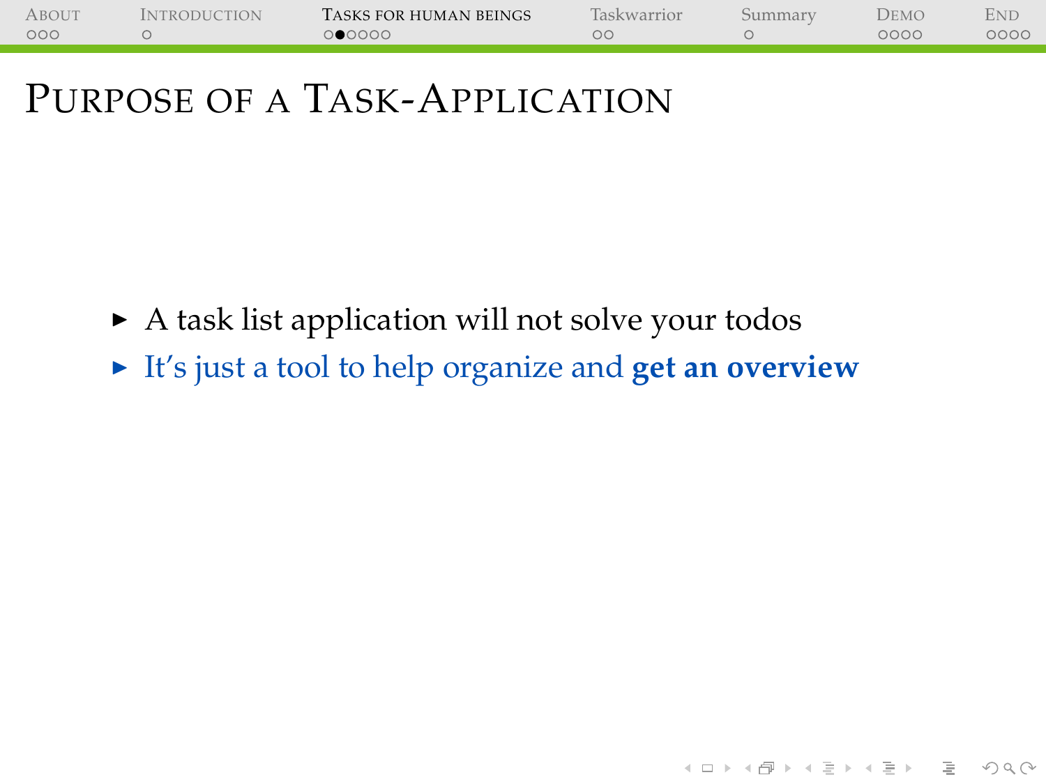# Purpose of a Task-Application

- A task list application will not solve your todos
- It's just a tool to help organize and **get an overview**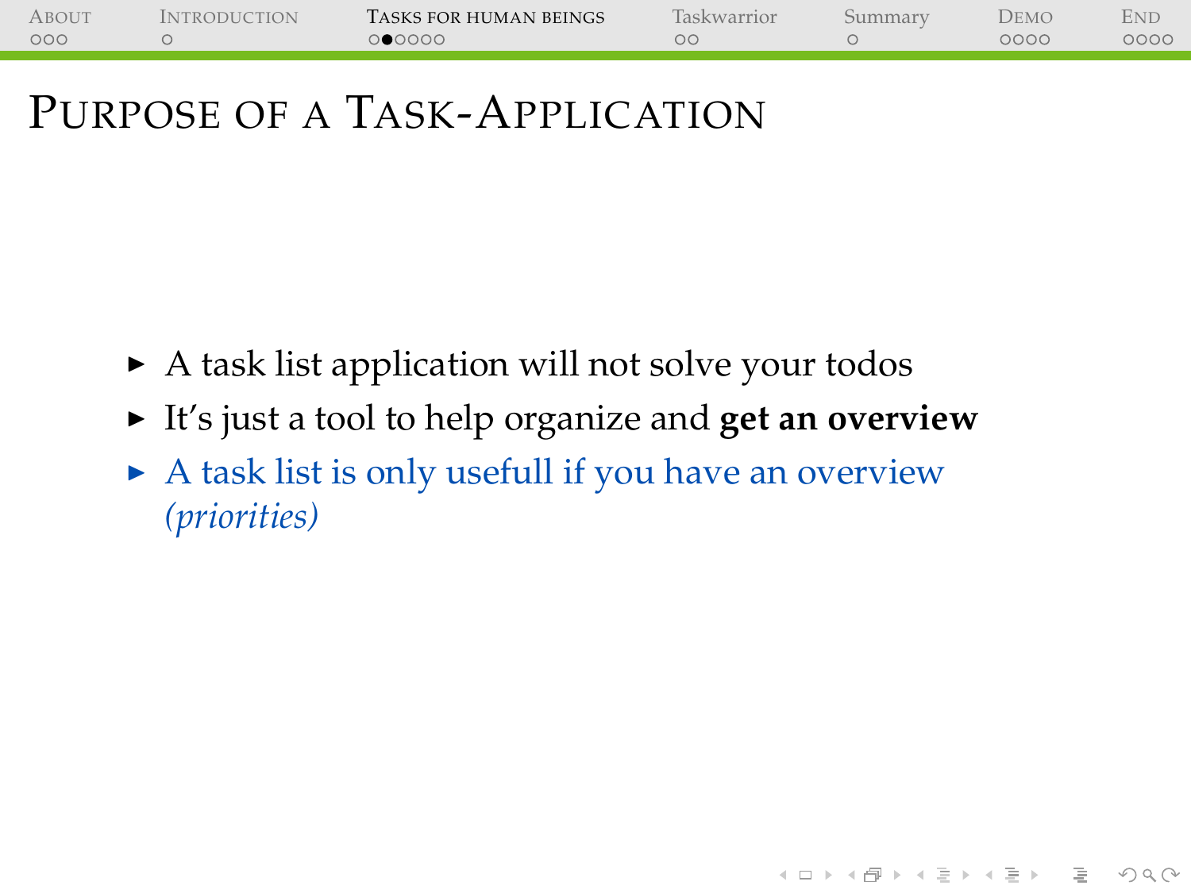# Purpose of a Task-Application

- A task list application will not solve your todos
- It's just a tool to help organize and **get an overview**
- A task list is only usefull if you have an overview *(priorities)*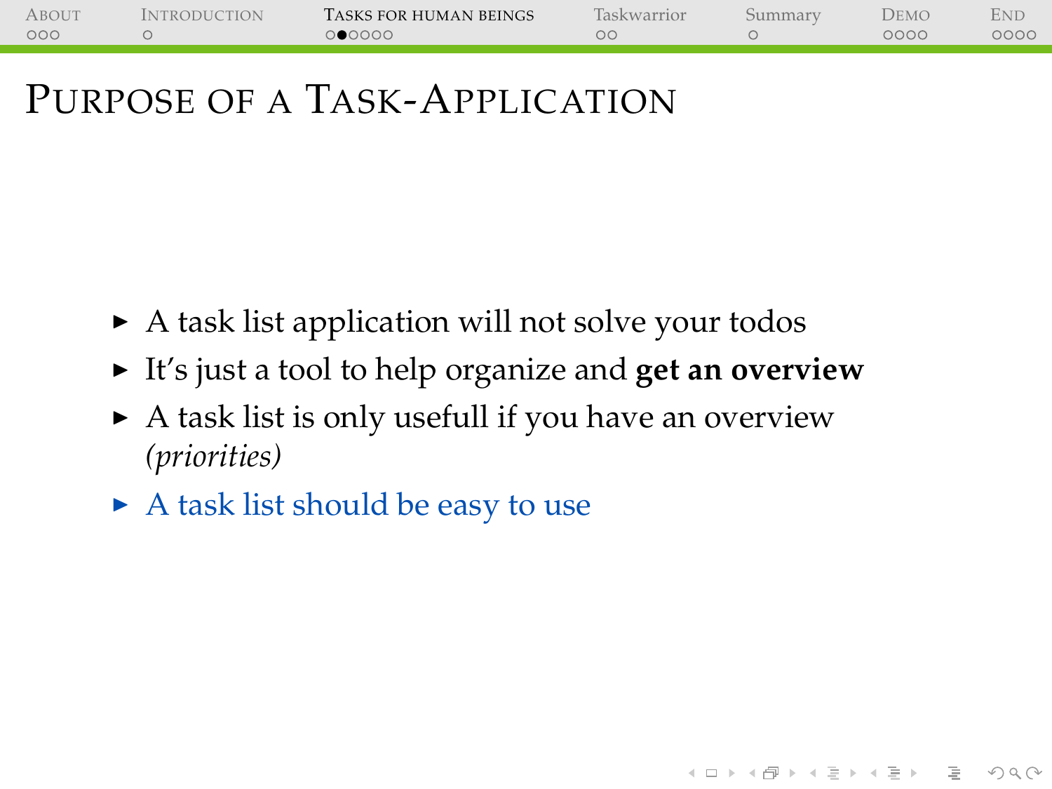# Purpose of a Task-Application

- A task list application will not solve your todos
- It's just a tool to help organize and **get an overview**
- A task list is only usefull if you have an overview *(priorities)*
- A task list should be easy to use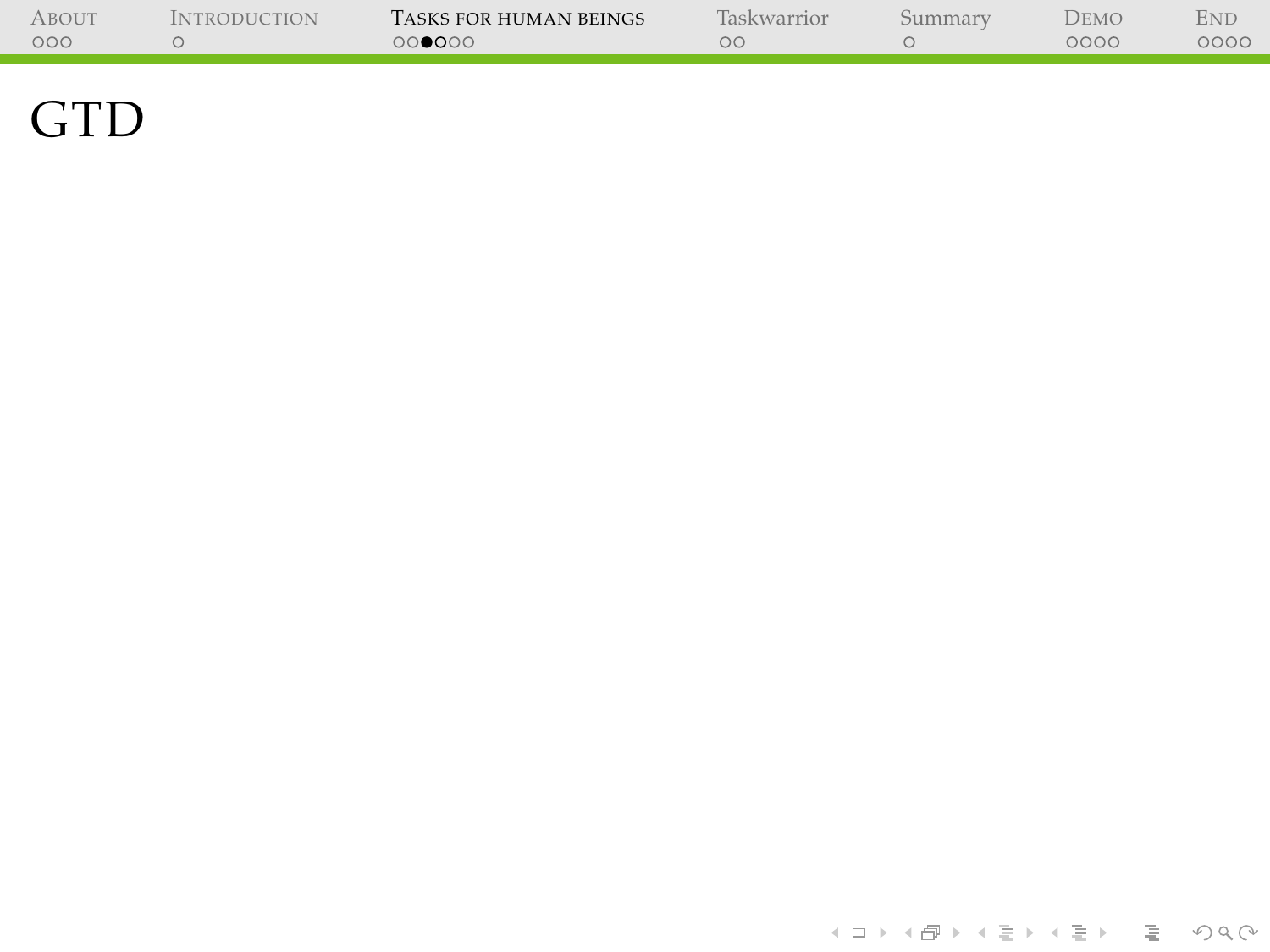# GTD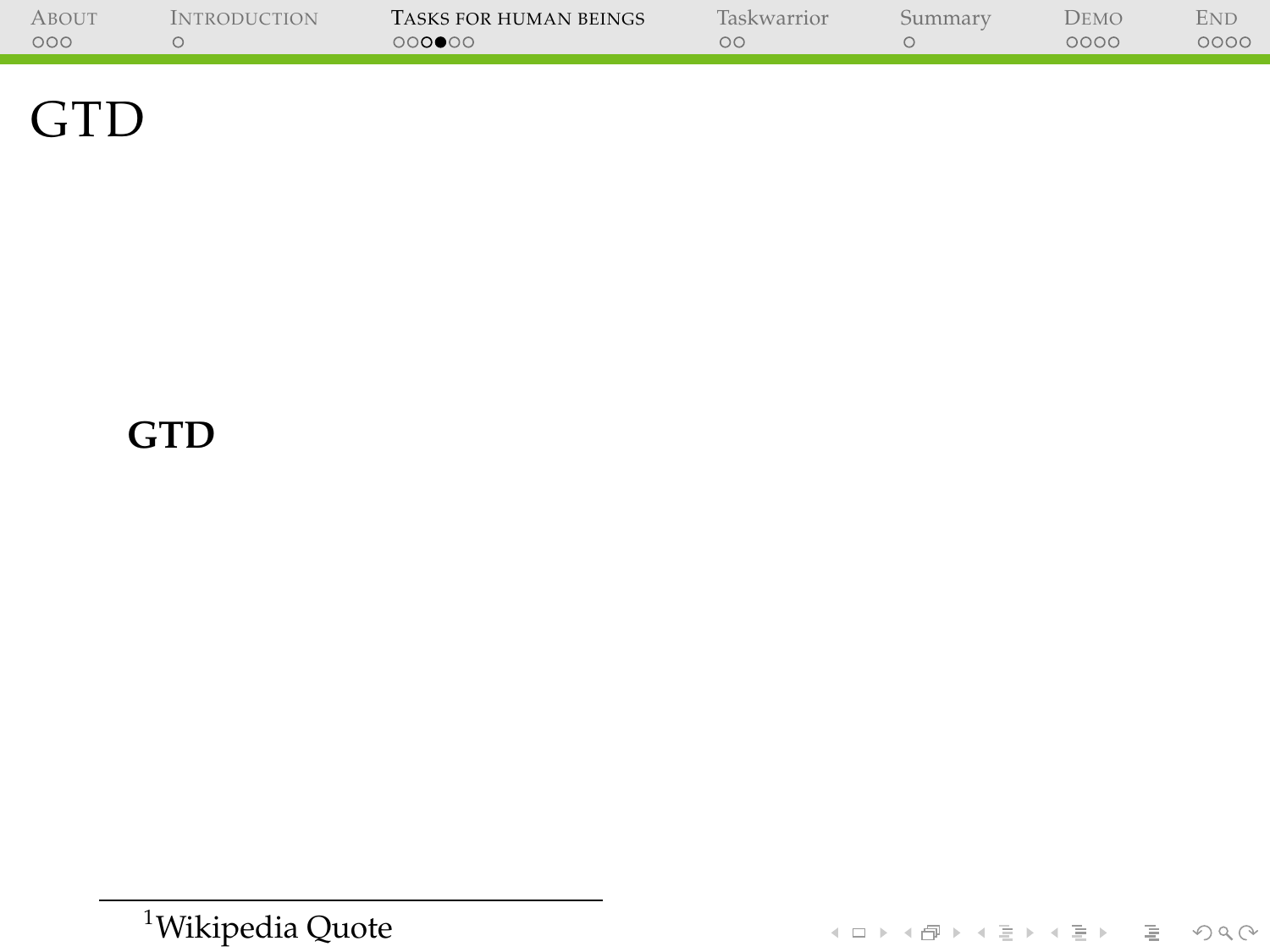# GTD

**GTD**

[1] Wikipedia Quote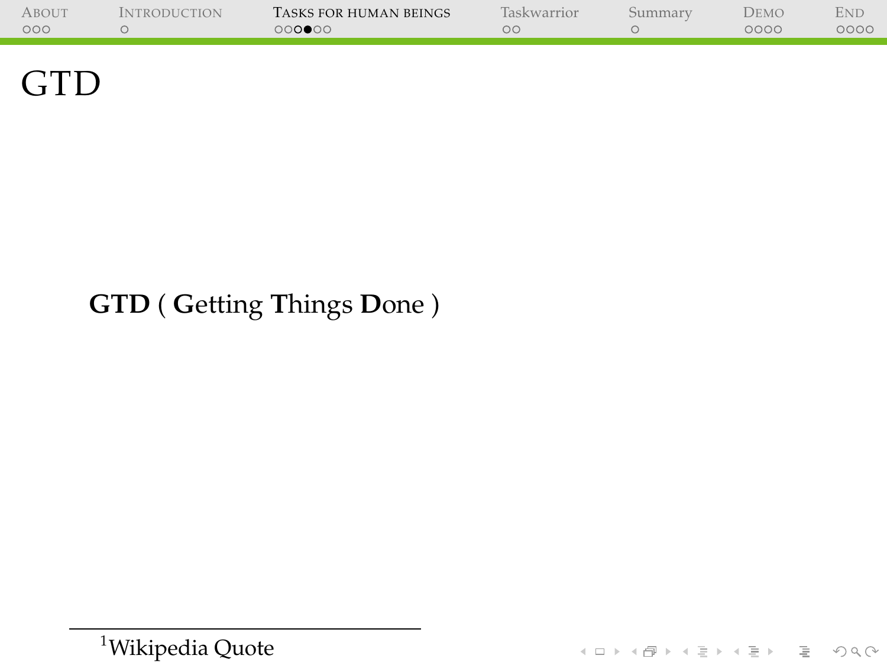# GTD

**GTD** ( **G**etting **T**hings **D**one )

[1] Wikipedia Quote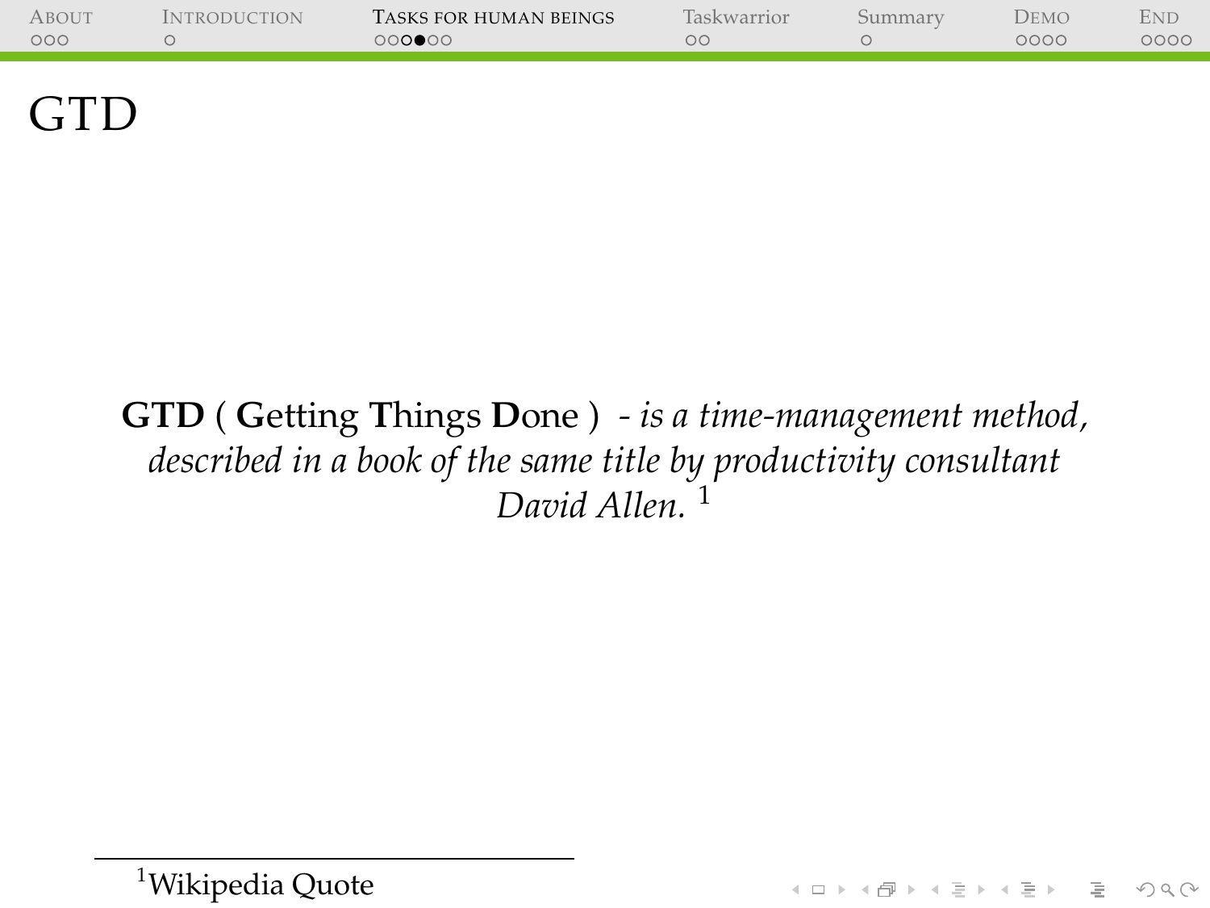# GTD

**GTD** ( **G**etting **T**hings **D**one ) *- is a time-management method, described in a book of the same title by productivity consultant David Allen.* [1]

---

[1] Wikipedia Quote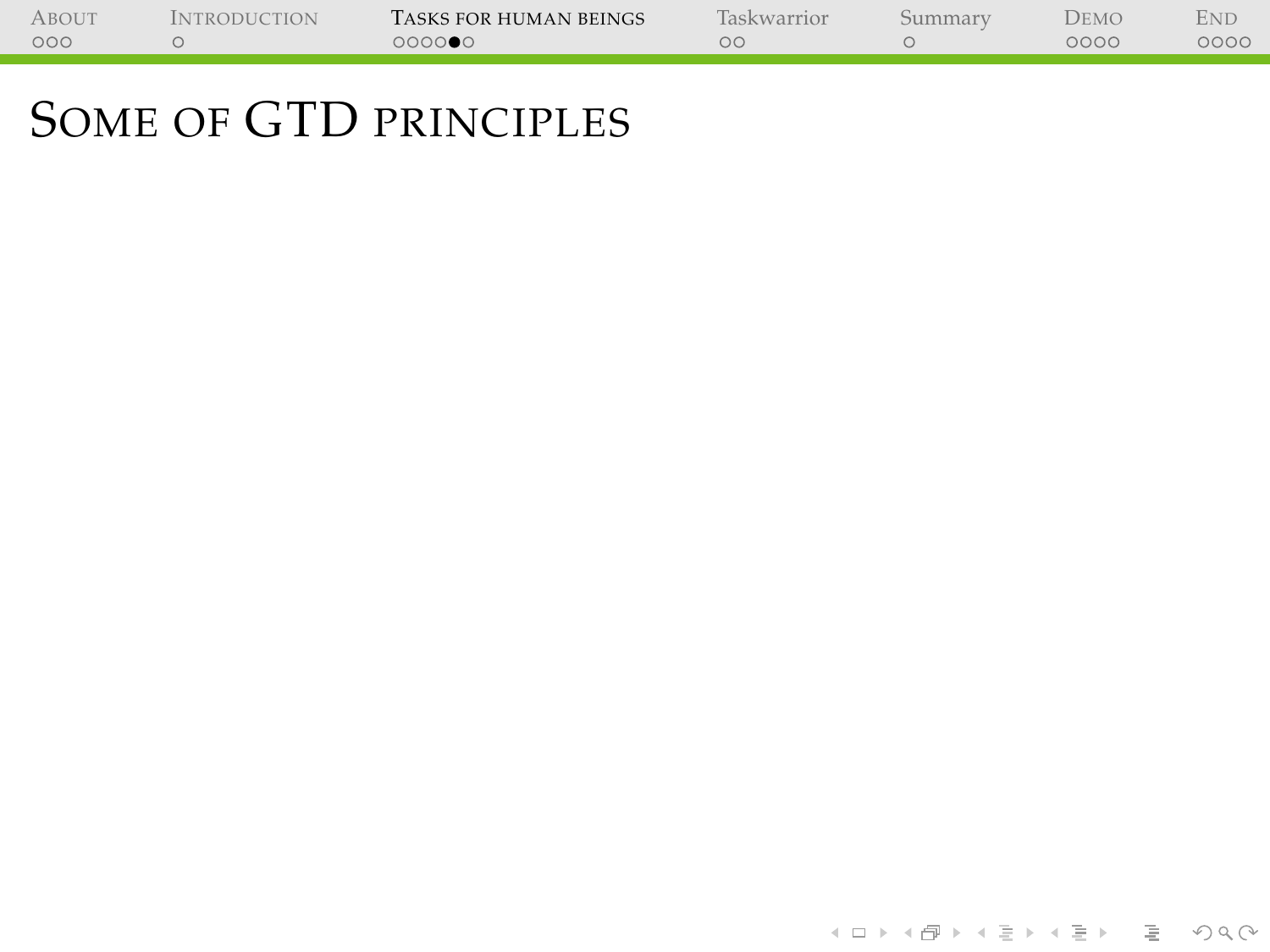# Some of GTD principles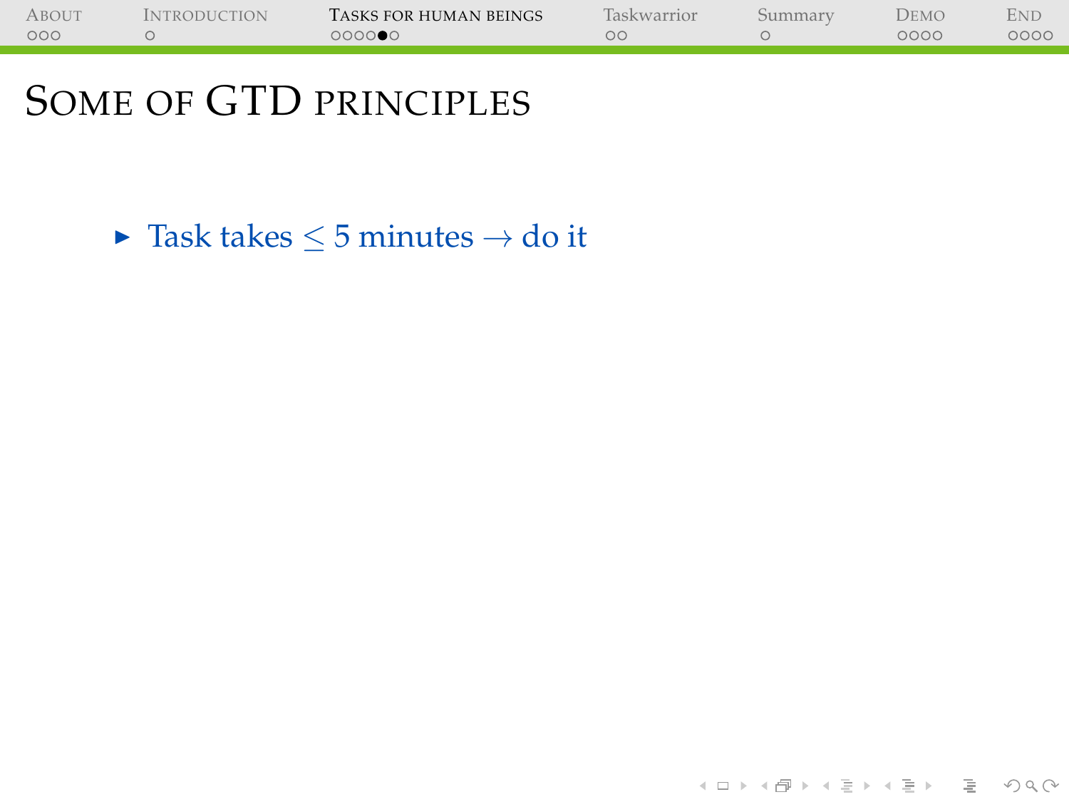# Some of GTD principles

- Task takes $\leq$ 5 minutes $\rightarrow$ do it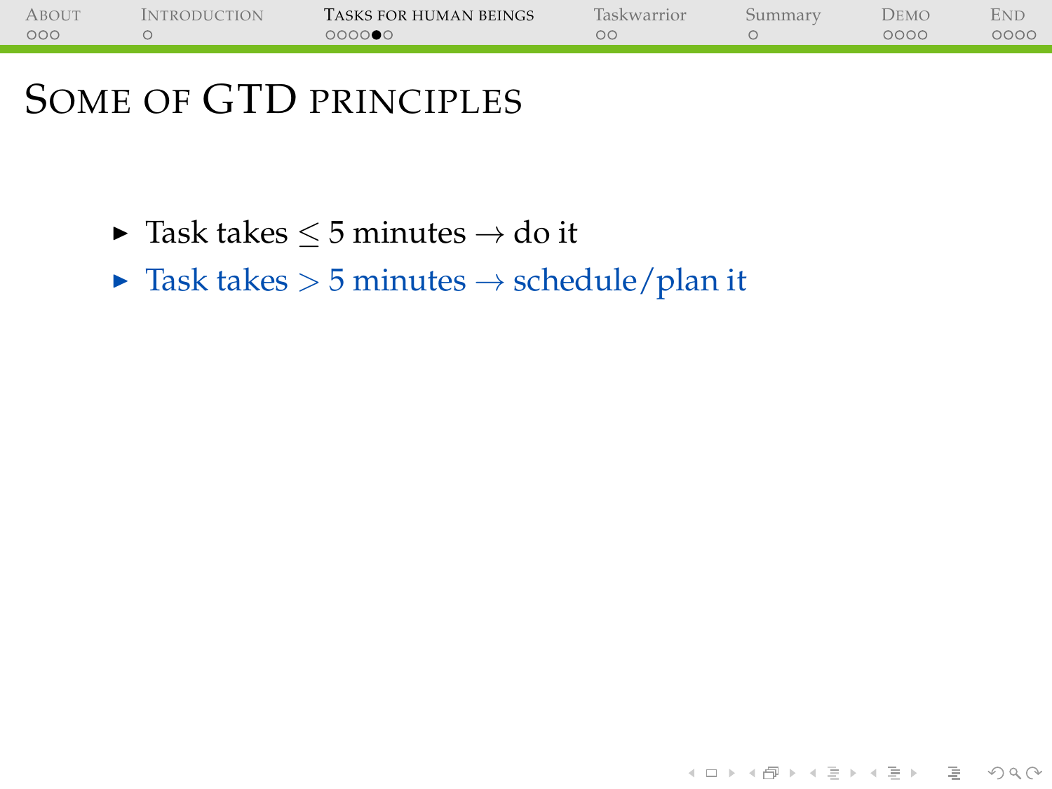# Some of GTD principles

- Task takes $\leq 5$ minutes $\rightarrow$ do it
- Task takes $> 5$ minutes $\rightarrow$ schedule/plan it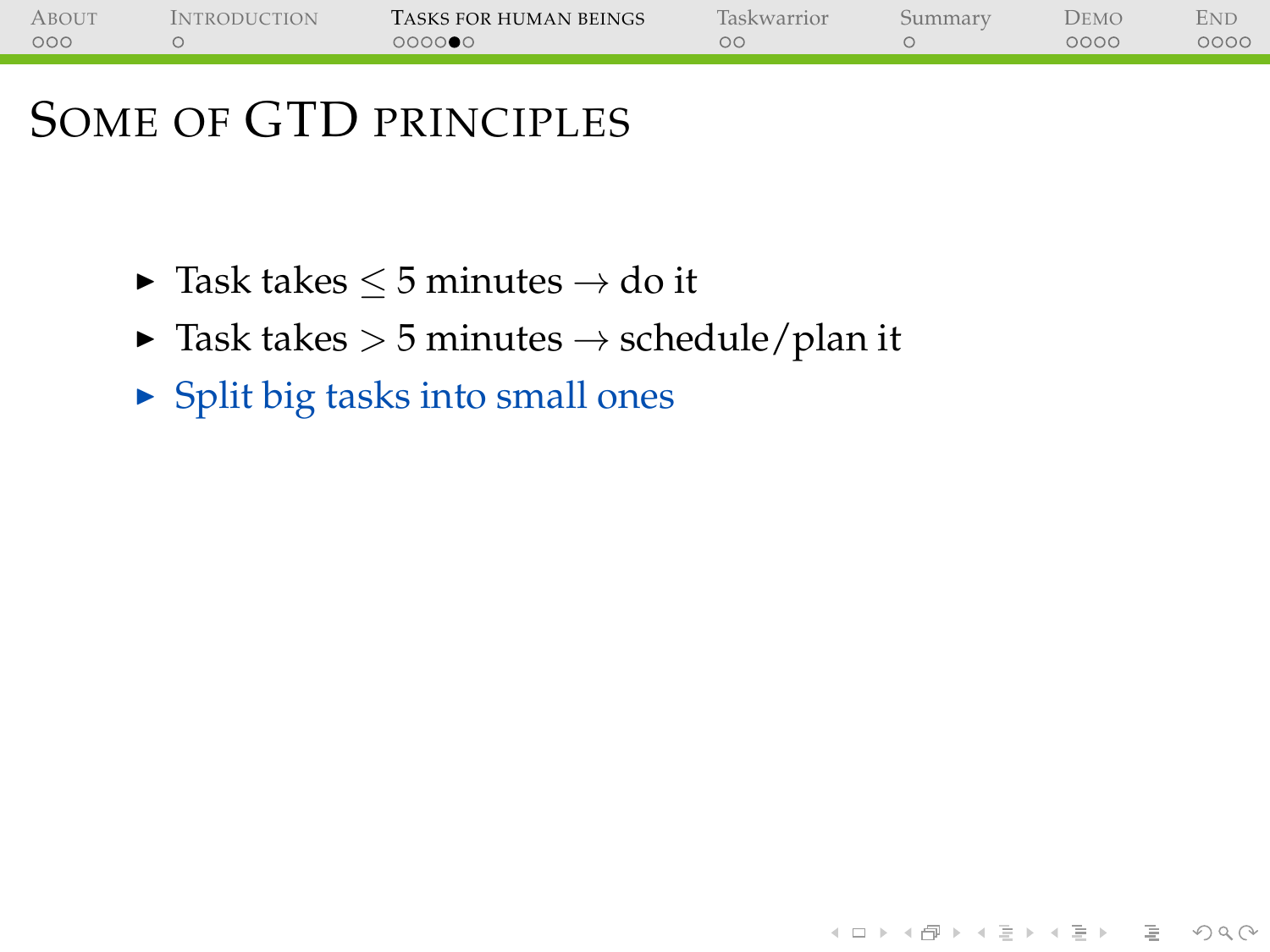# Some of GTD principles

- Task takes $\leq 5$ minutes $\rightarrow$ do it
- Task takes $> 5$ minutes $\rightarrow$ schedule/plan it
- Split big tasks into small ones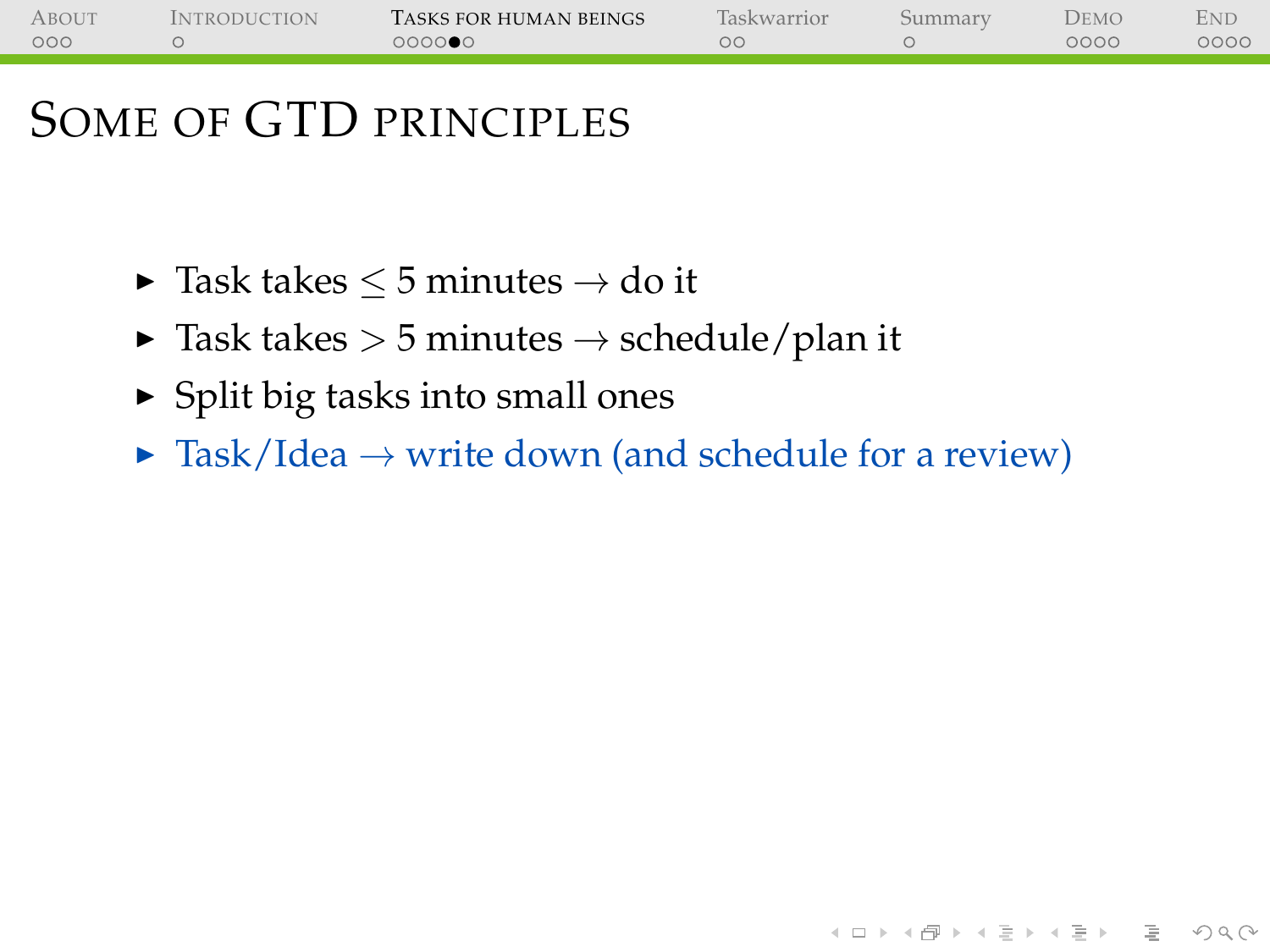# Some of GTD principles

- Task takes $\leq$ 5 minutes $\rightarrow$ do it
- Task takes $>$ 5 minutes $\rightarrow$ schedule/plan it
- Split big tasks into small ones
- Task/Idea $\rightarrow$ write down (and schedule for a review)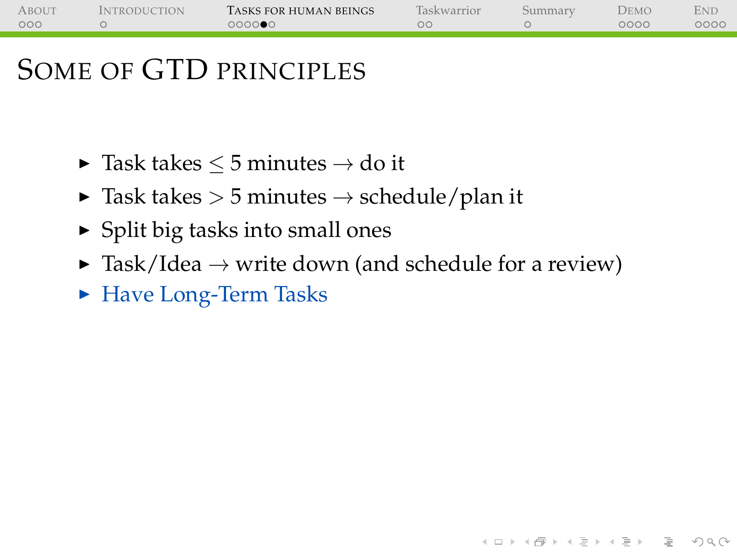# Some of GTD principles

- Task takes $\leq 5$ minutes $\rightarrow$ do it
- Task takes $> 5$ minutes $\rightarrow$ schedule/plan it
- Split big tasks into small ones
- Task/Idea $\rightarrow$ write down (and schedule for a review)
- Have Long-Term Tasks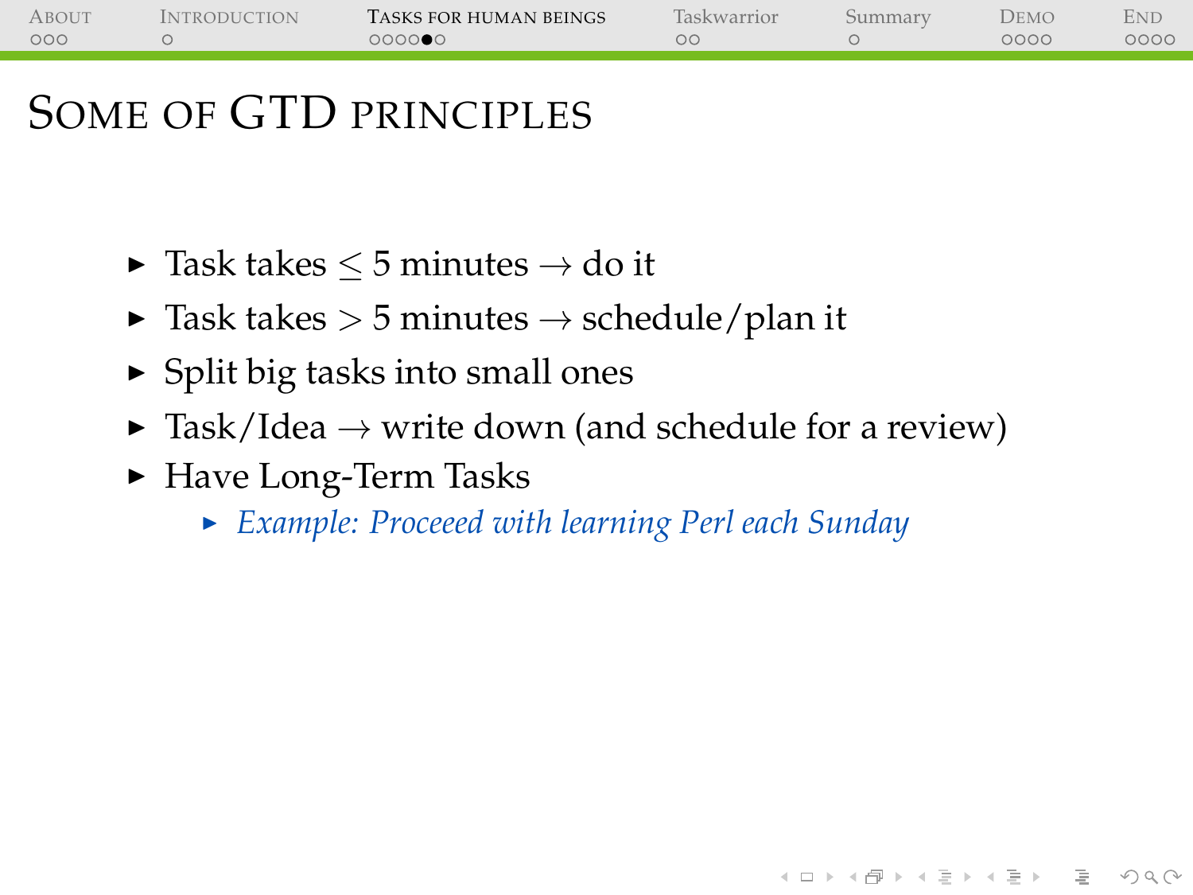# Some of GTD principles

- Task takes $\leq 5$ minutes $\rightarrow$ do it
- Task takes $> 5$ minutes $\rightarrow$ schedule/plan it
- Split big tasks into small ones
- Task/Idea $\rightarrow$ write down (and schedule for a review)
- Have Long-Term Tasks
  - *Example: Proceeed with learning Perl each Sunday*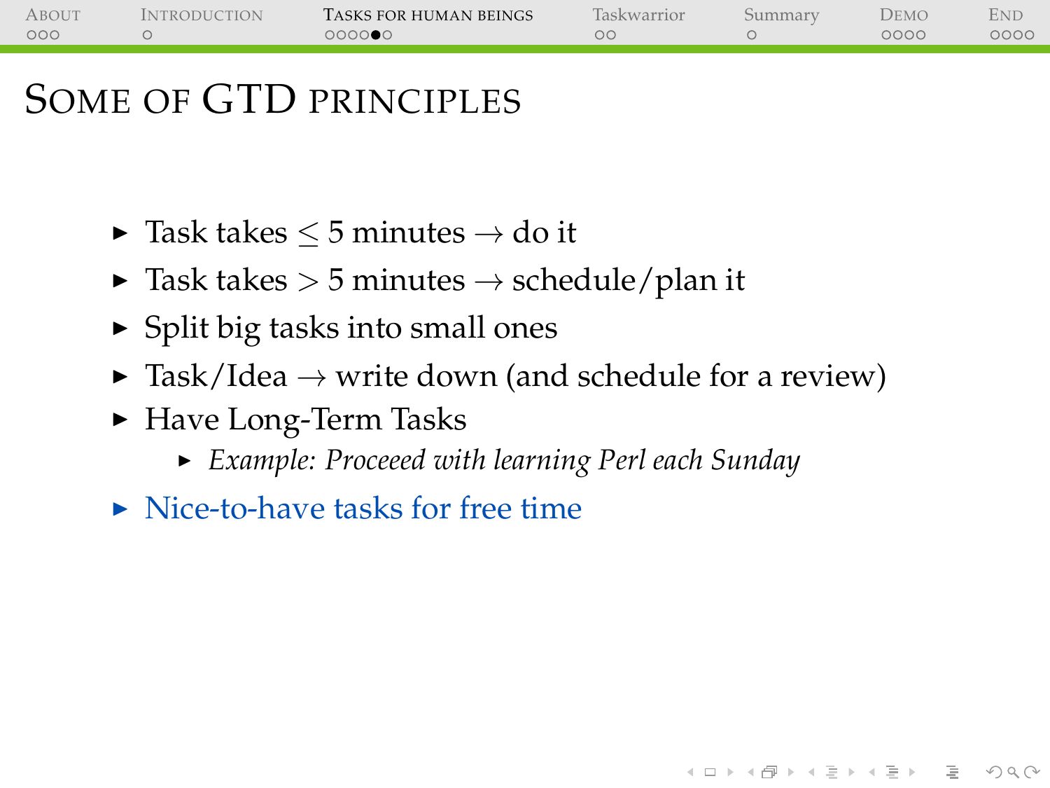# Some of GTD principles

- Task takes $\leq$ 5 minutes $\rightarrow$ do it
- Task takes $>$ 5 minutes $\rightarrow$ schedule/plan it
- Split big tasks into small ones
- Task/Idea $\rightarrow$ write down (and schedule for a review)
- Have Long-Term Tasks
  - *Example: Proceeed with learning Perl each Sunday*
- Nice-to-have tasks for free time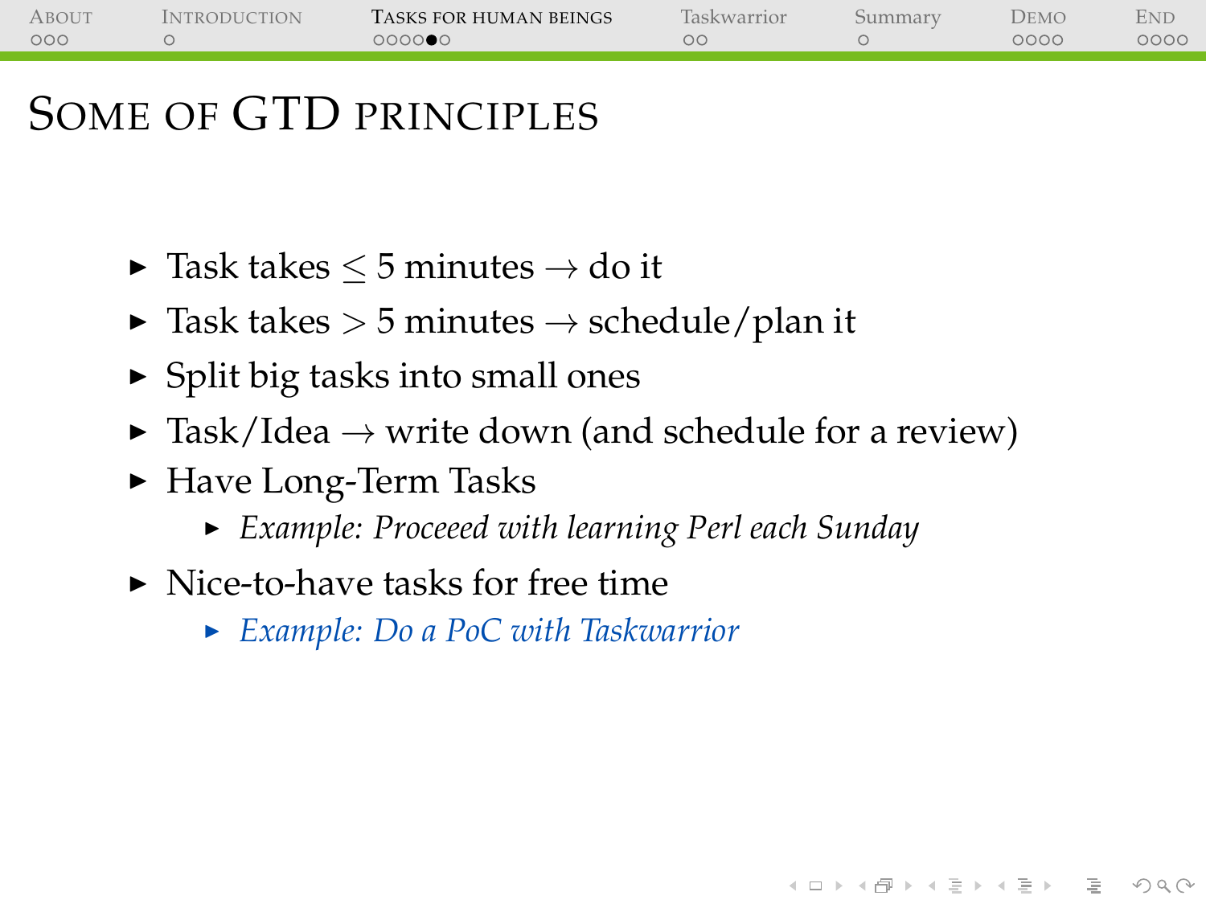# Some of GTD principles

- Task takes $\leq 5$ minutes $\rightarrow$ do it
- Task takes $> 5$ minutes $\rightarrow$ schedule/plan it
- Split big tasks into small ones
- Task/Idea $\rightarrow$ write down (and schedule for a review)
- Have Long-Term Tasks
  - *Example: Proceeed with learning Perl each Sunday*
- Nice-to-have tasks for free time
  - *Example: Do a PoC with Taskwarrior*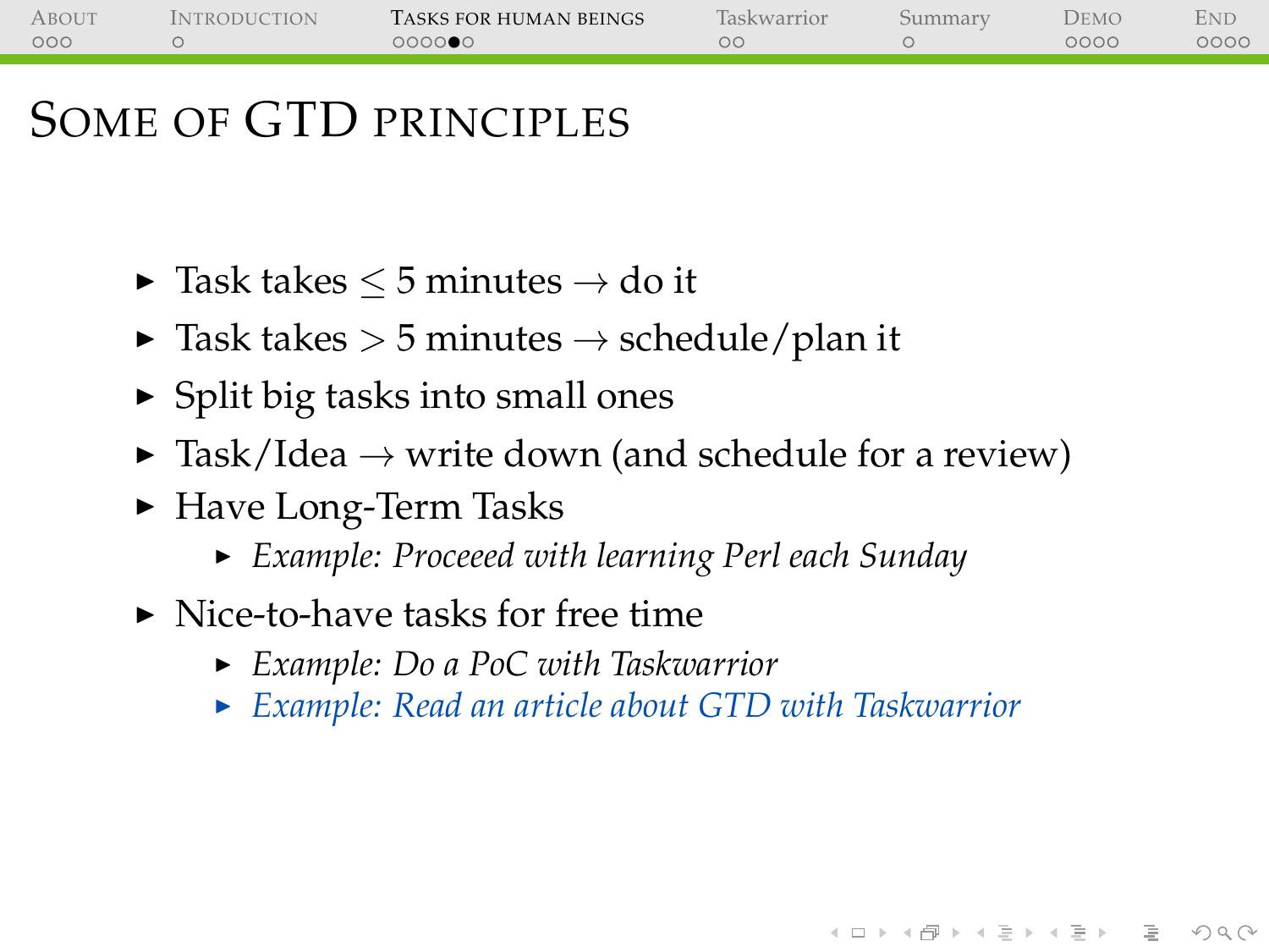# Some of GTD principles

- Task takes $\leq$ 5 minutes $\rightarrow$ do it
- Task takes $>$ 5 minutes $\rightarrow$ schedule/plan it
- Split big tasks into small ones
- Task/Idea $\rightarrow$ write down (and schedule for a review)
- Have Long-Term Tasks
  - *Example: Proceeed with learning Perl each Sunday*
- Nice-to-have tasks for free time
  - *Example: Do a PoC with Taskwarrior*
  - *Example: Read an article about GTD with Taskwarrior*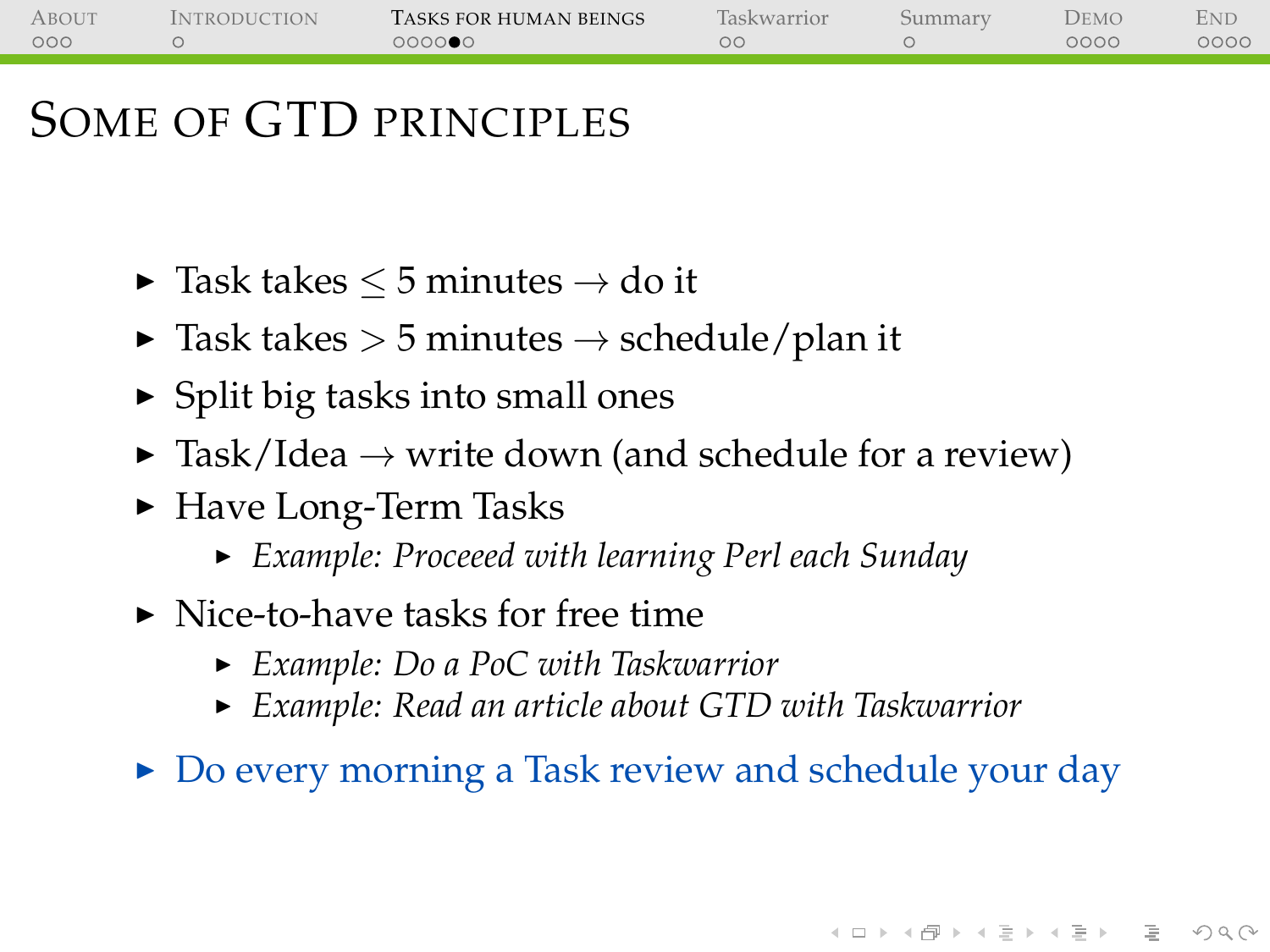# Some of GTD principles

- Task takes $\leq$ 5 minutes $\rightarrow$ do it
- Task takes $>$ 5 minutes $\rightarrow$ schedule/plan it
- Split big tasks into small ones
- Task/Idea $\rightarrow$ write down (and schedule for a review)
- Have Long-Term Tasks
  - *Example: Proceeed with learning Perl each Sunday*
- Nice-to-have tasks for free time
  - *Example: Do a PoC with Taskwarrior*
  - *Example: Read an article about GTD with Taskwarrior*
- Do every morning a Task review and schedule your day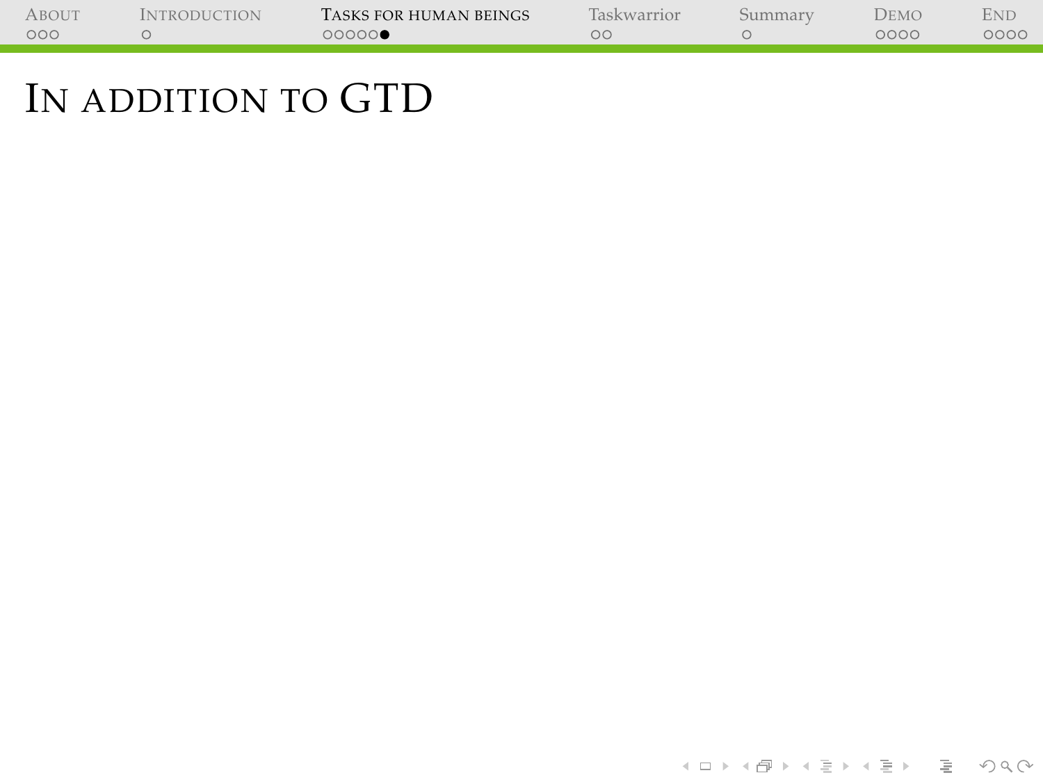# In addition to GTD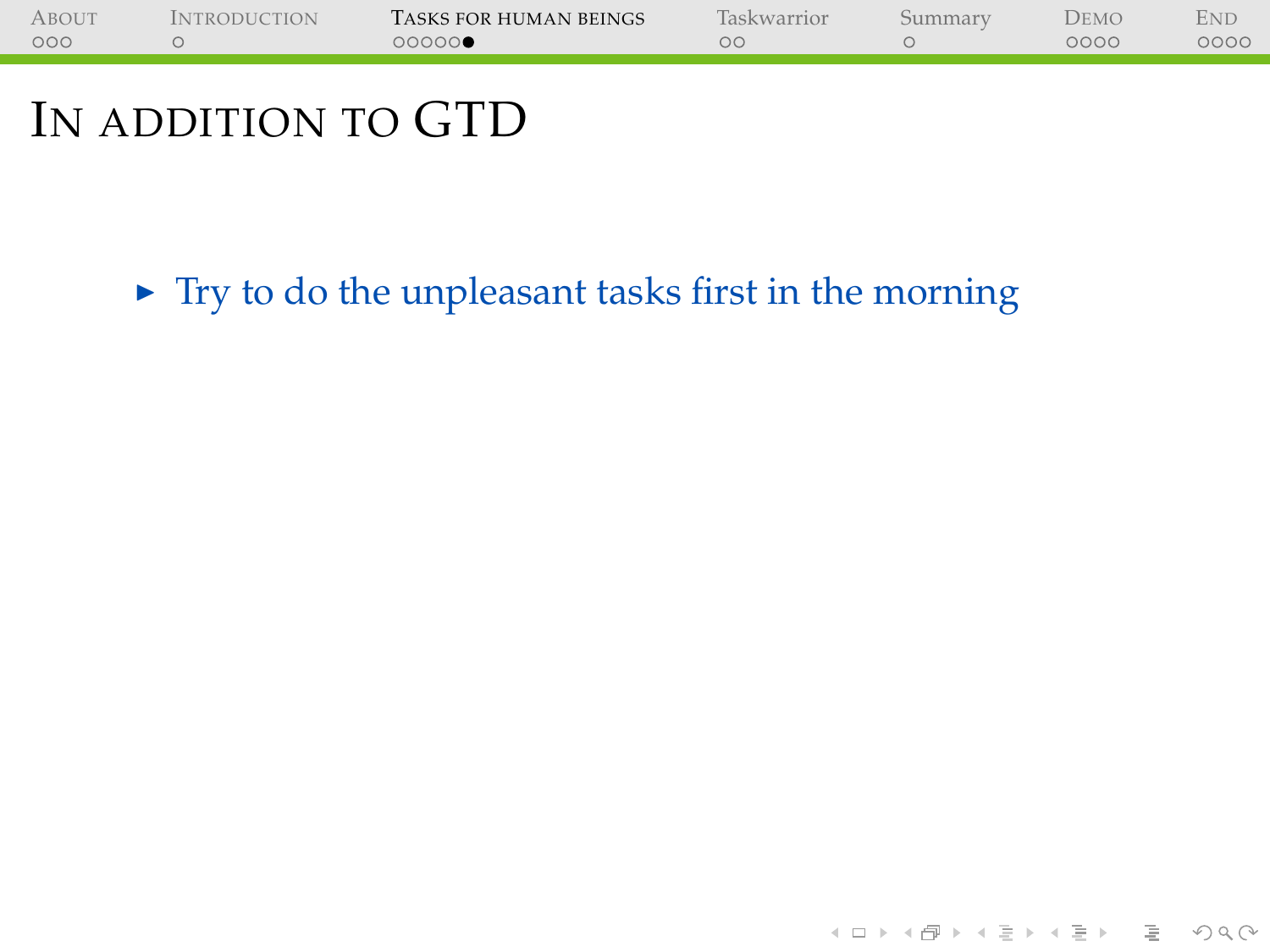# In addition to GTD

- Try to do the unpleasant tasks first in the morning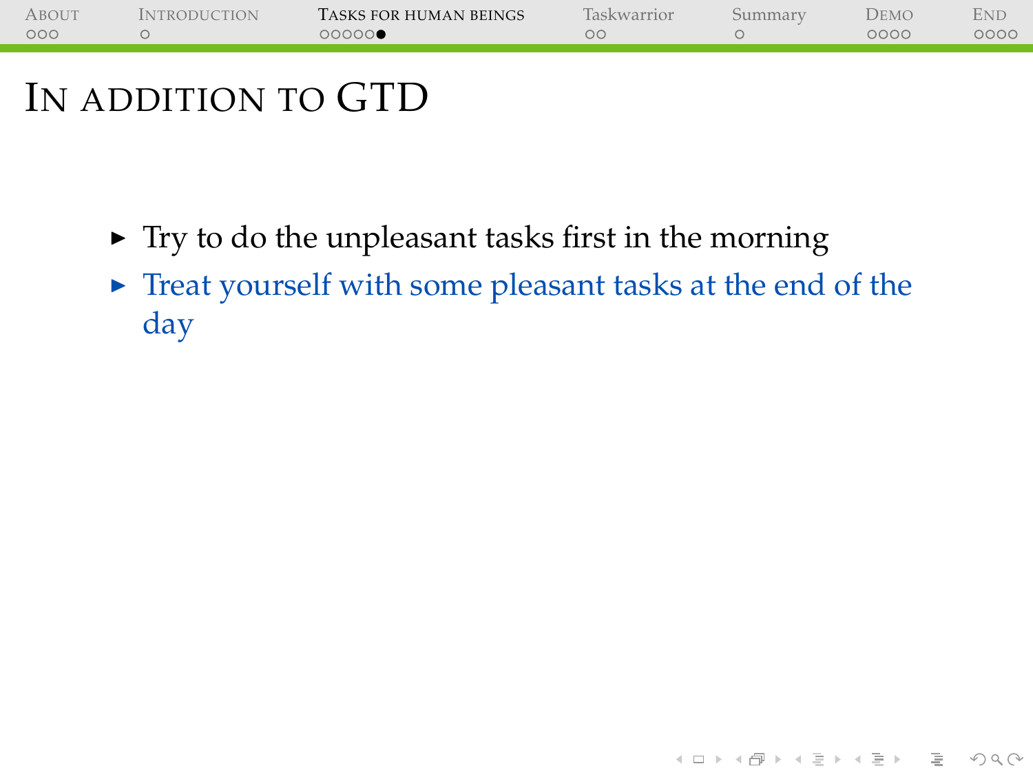# In addition to GTD

- Try to do the unpleasant tasks first in the morning
- Treat yourself with some pleasant tasks at the end of the day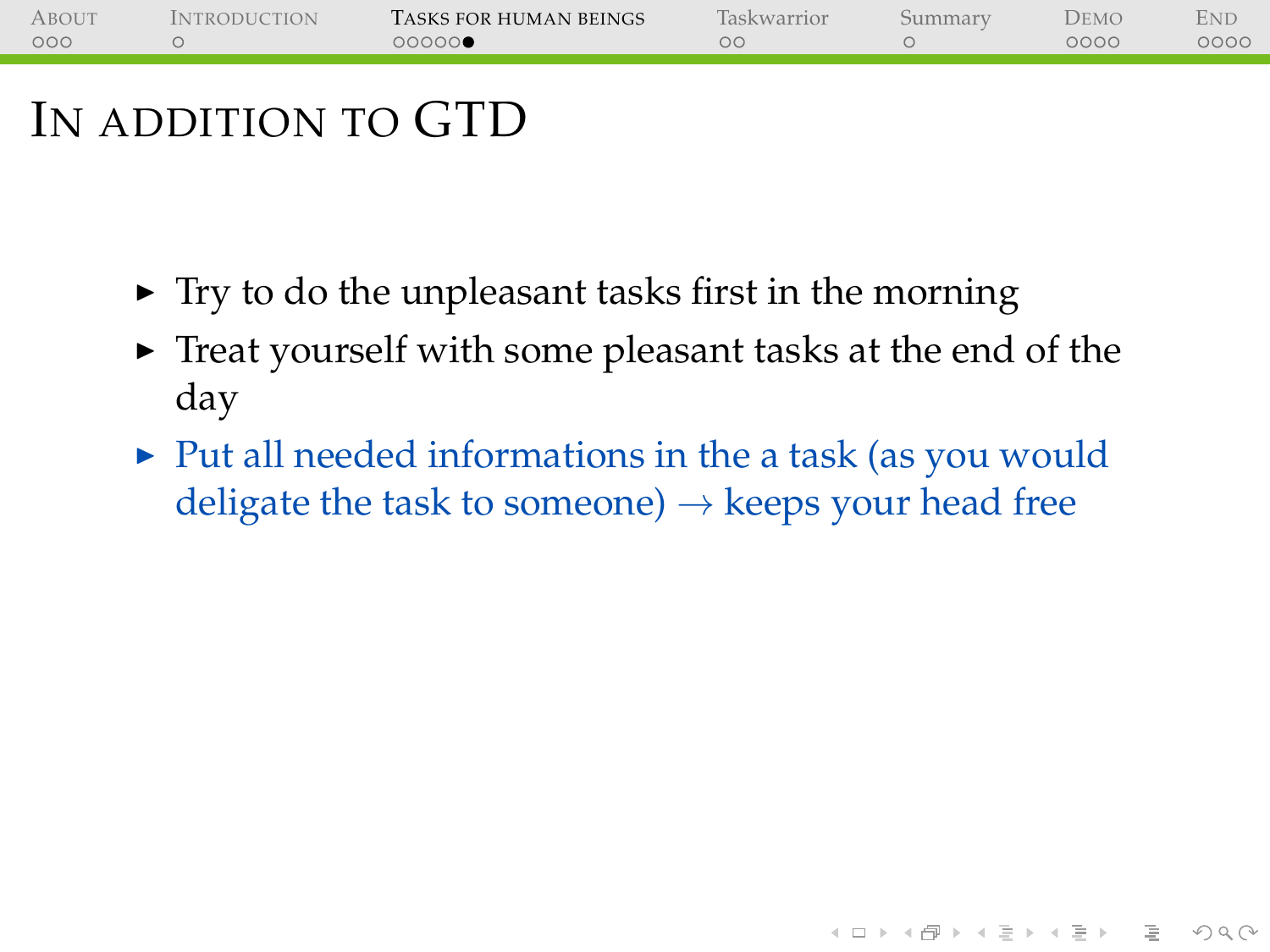# In addition to GTD

- Try to do the unpleasant tasks first in the morning
- Treat yourself with some pleasant tasks at the end of the day
- Put all needed informations in the a task (as you would deligate the task to someone) → keeps your head free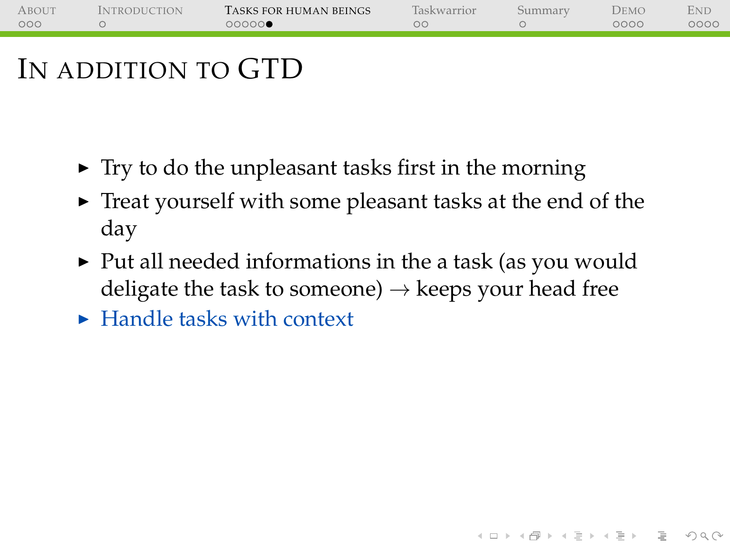# In addition to GTD

- Try to do the unpleasant tasks first in the morning
- Treat yourself with some pleasant tasks at the end of the day
- Put all needed informations in the a task (as you would deligate the task to someone) $\rightarrow$ keeps your head free
- Handle tasks with context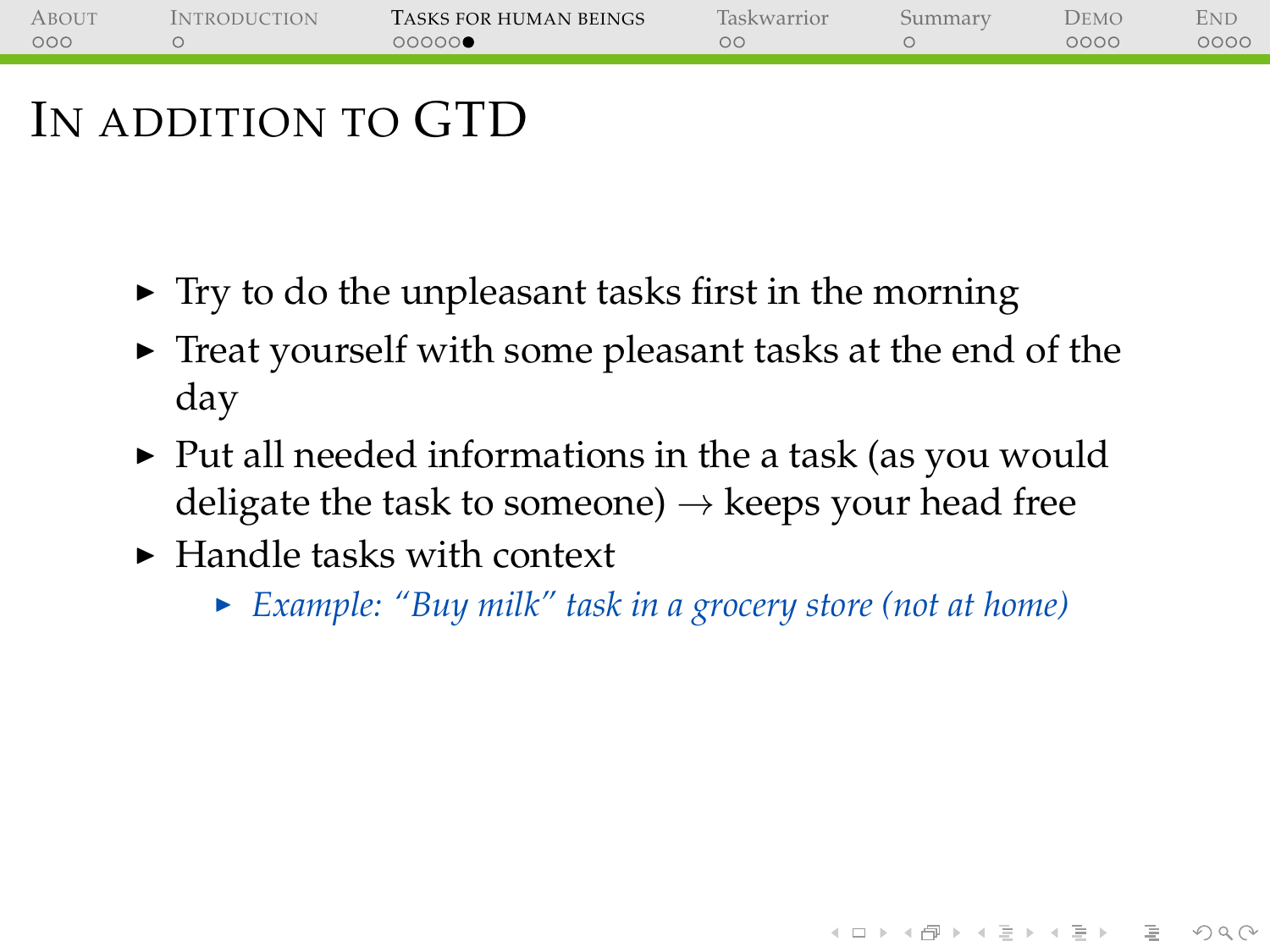# In addition to GTD

- Try to do the unpleasant tasks first in the morning
- Treat yourself with some pleasant tasks at the end of the day
- Put all needed informations in the a task (as you would deligate the task to someone) → keeps your head free
- Handle tasks with context
  - *Example: "Buy milk" task in a grocery store (not at home)*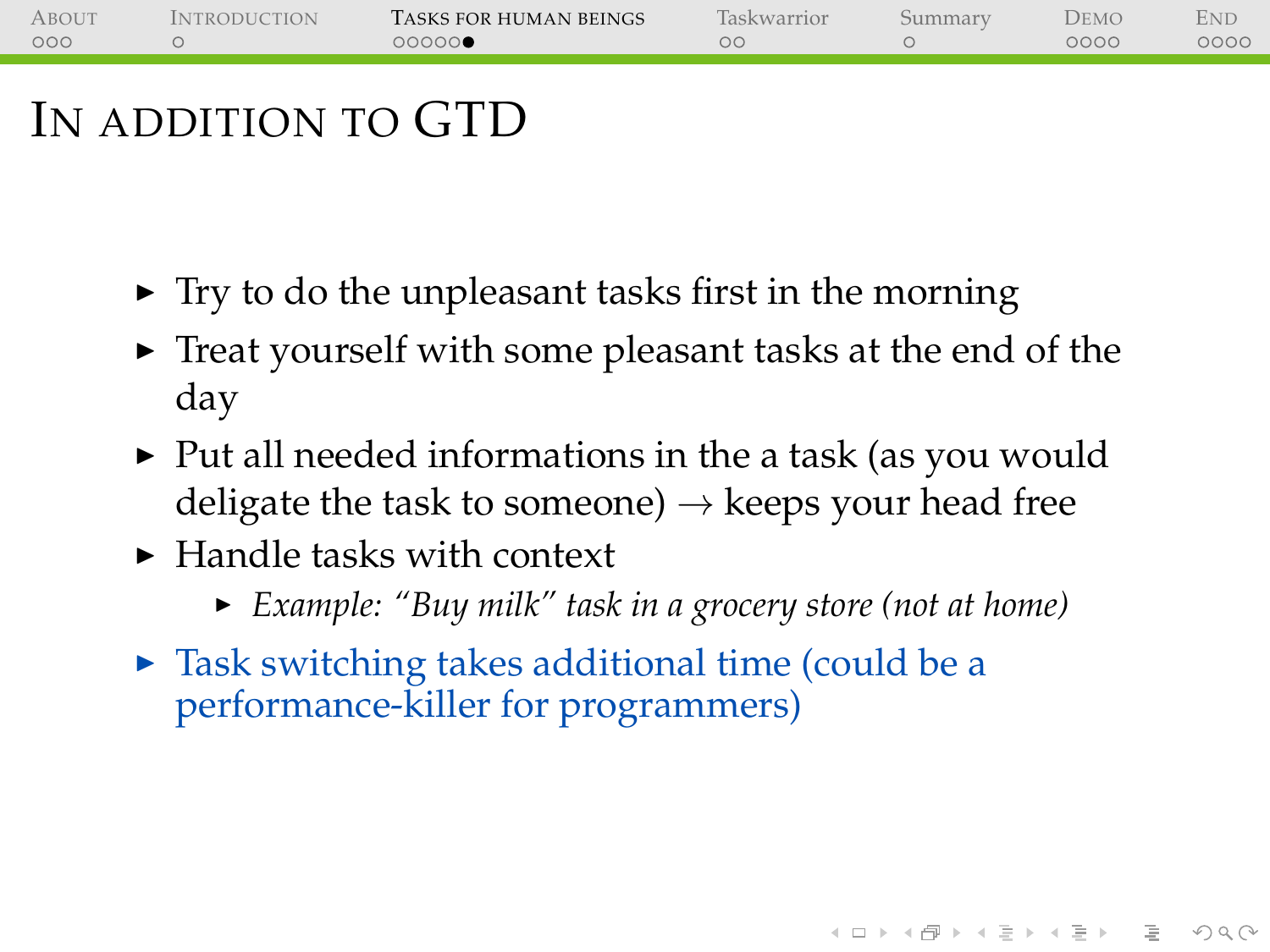# In addition to GTD

- Try to do the unpleasant tasks first in the morning
- Treat yourself with some pleasant tasks at the end of the day
- Put all needed informations in the a task (as you would deligate the task to someone) → keeps your head free
- Handle tasks with context
  - *Example: "Buy milk" task in a grocery store (not at home)*
- Task switching takes additional time (could be a performance-killer for programmers)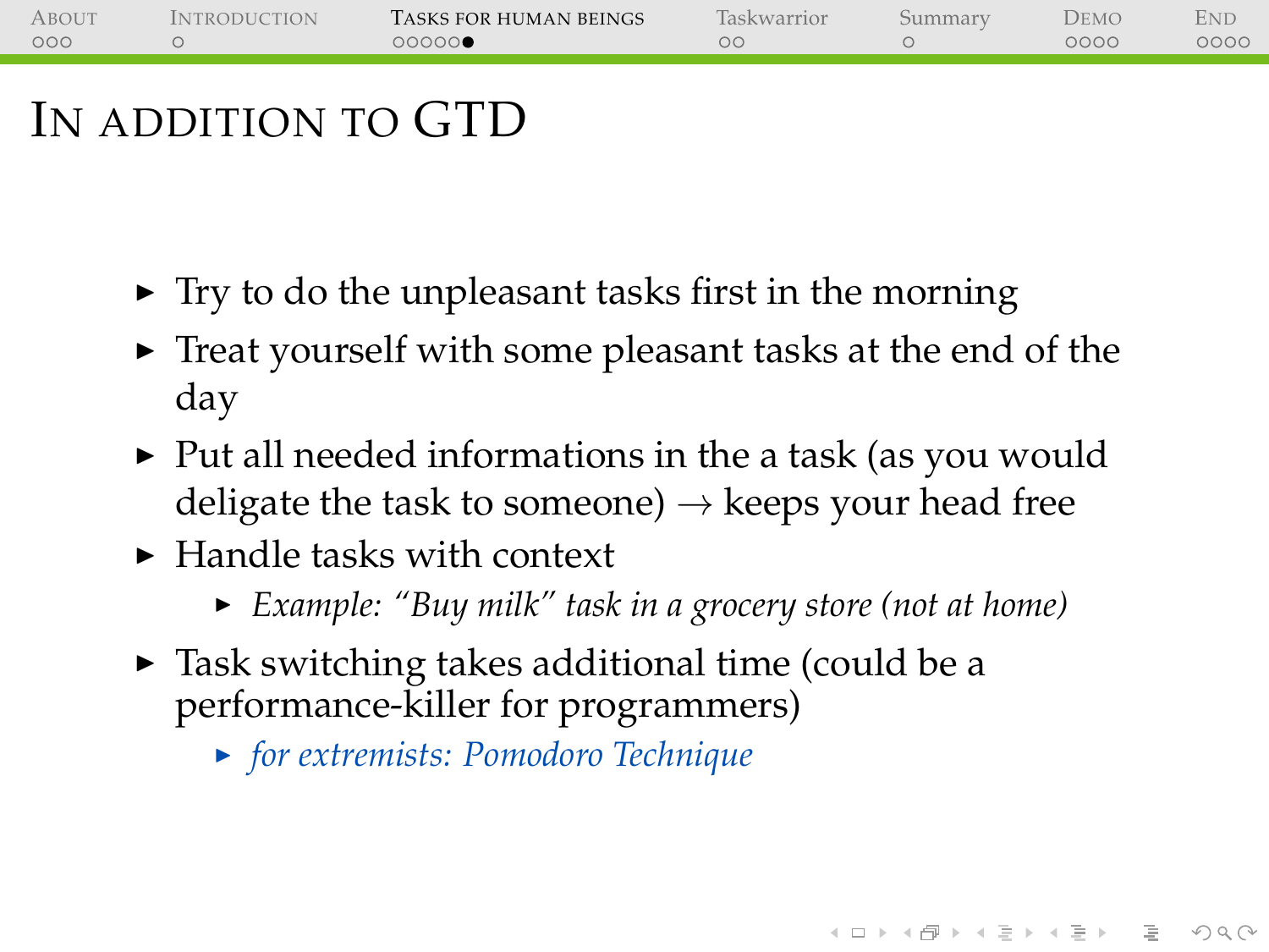# In addition to GTD

- Try to do the unpleasant tasks first in the morning
- Treat yourself with some pleasant tasks at the end of the day
- Put all needed informations in the a task (as you would deligate the task to someone) → keeps your head free
- Handle tasks with context
  - *Example: "Buy milk" task in a grocery store (not at home)*
- Task switching takes additional time (could be a performance-killer for programmers)
  - *for extremists: Pomodoro Technique*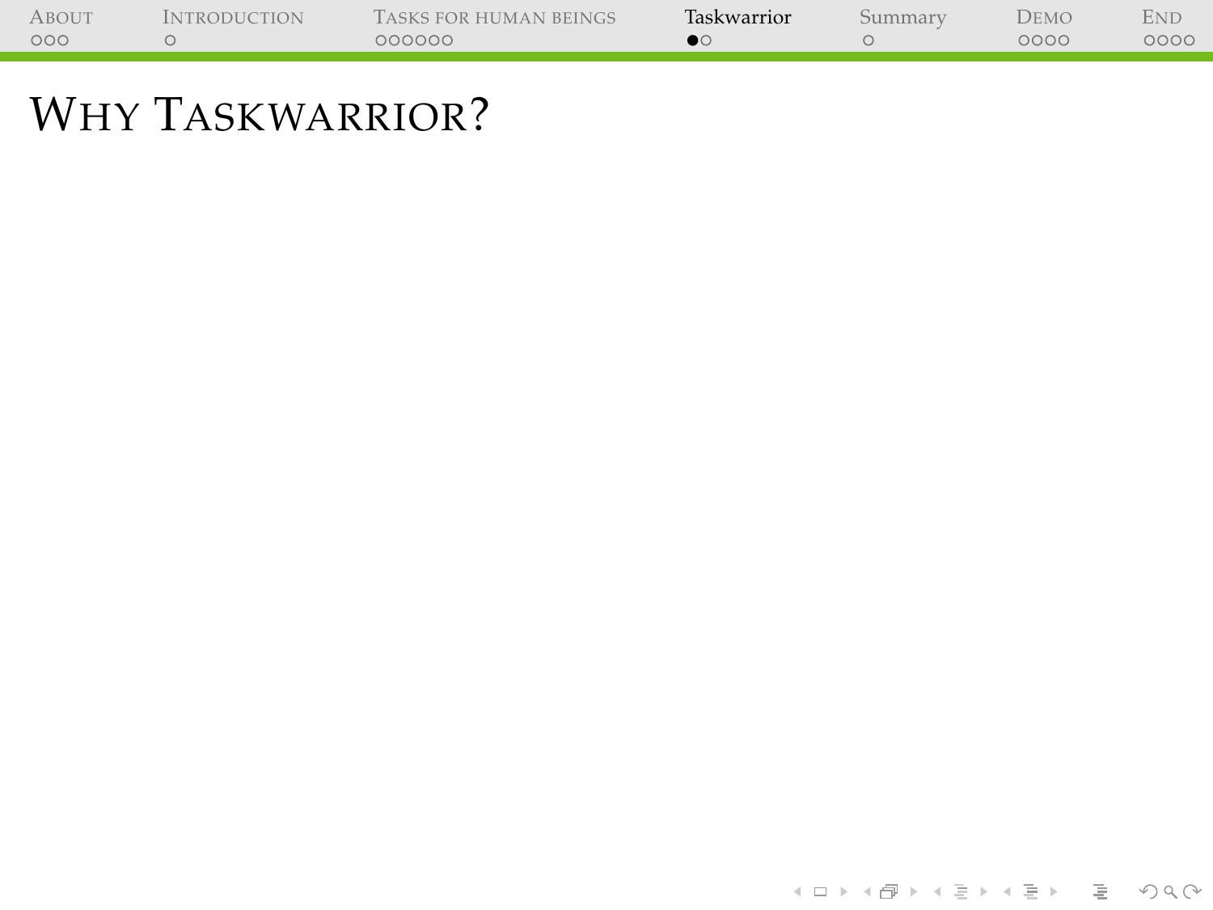# Why Taskwarrior?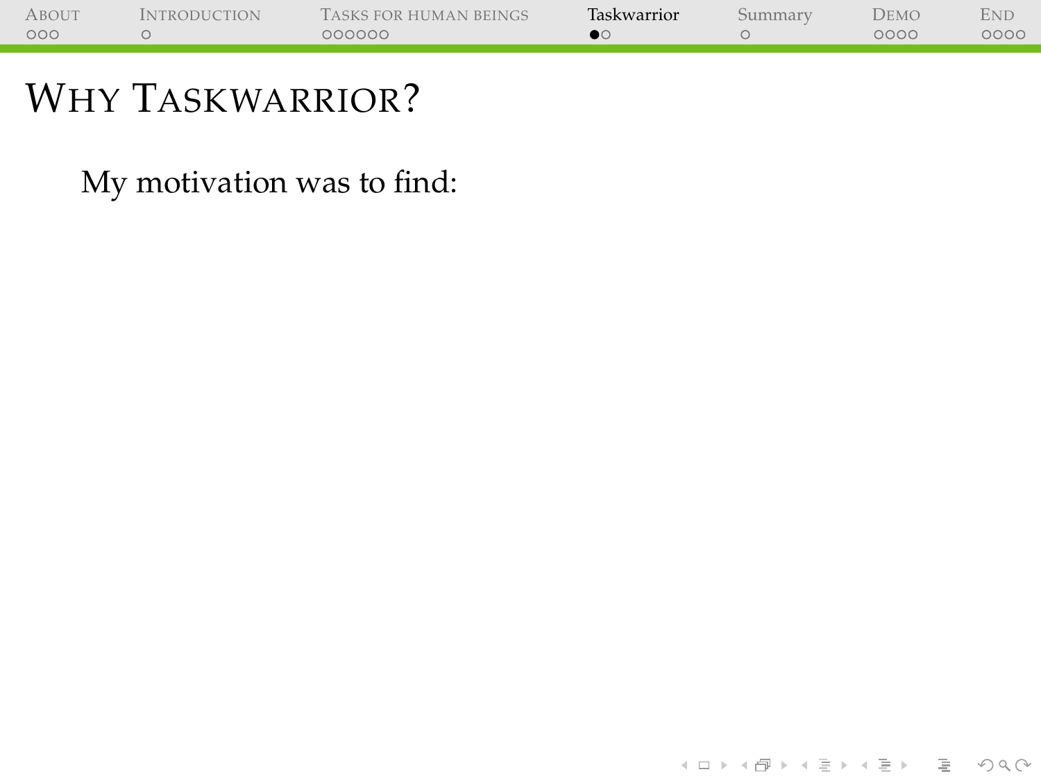# Why Taskwarrior?

My motivation was to find: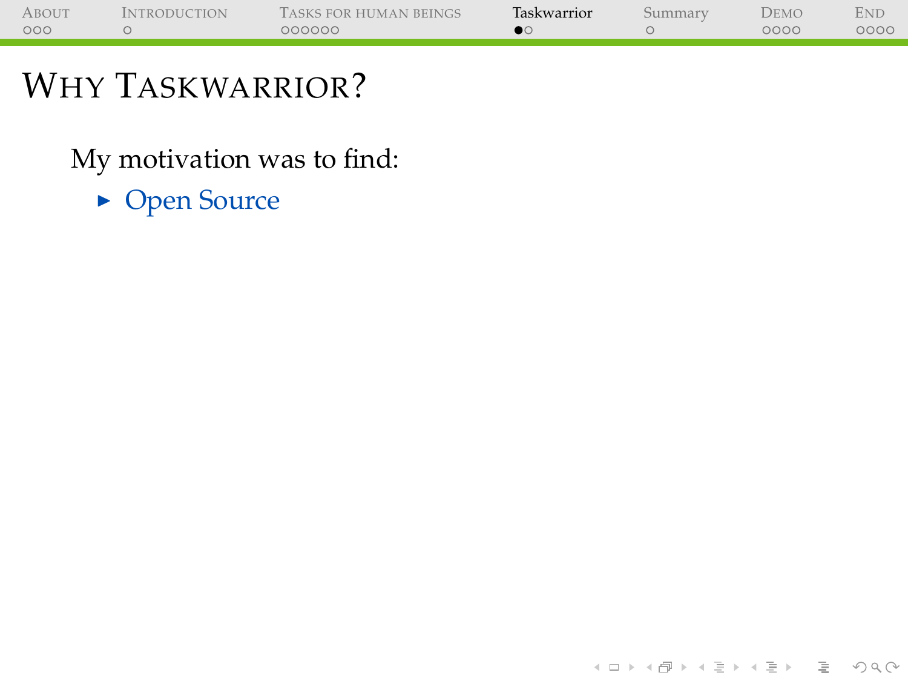# Why Taskwarrior?

My motivation was to find:

- Open Source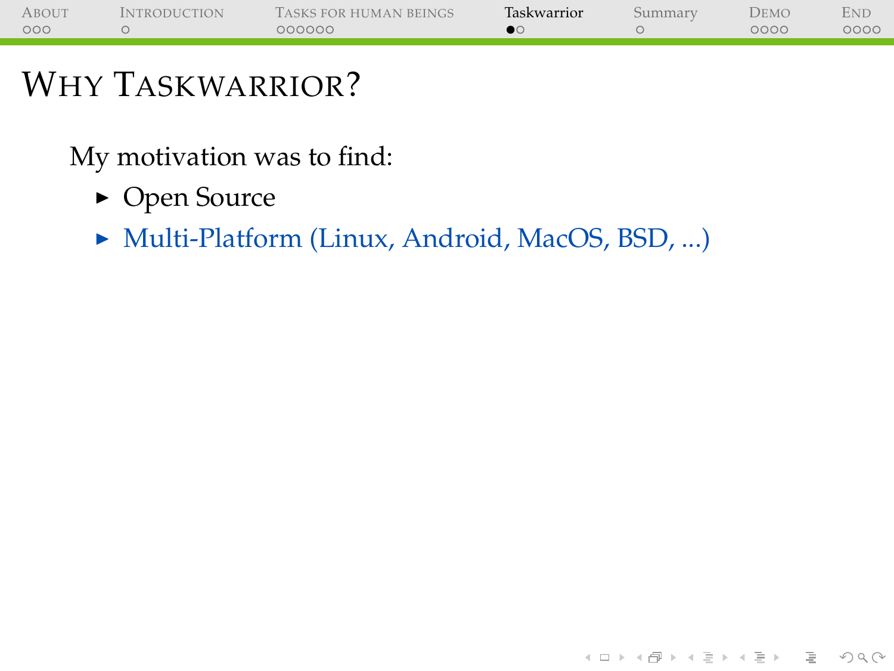# Why Taskwarrior?

My motivation was to find:

- Open Source
- Multi-Platform (Linux, Android, MacOS, BSD, ...)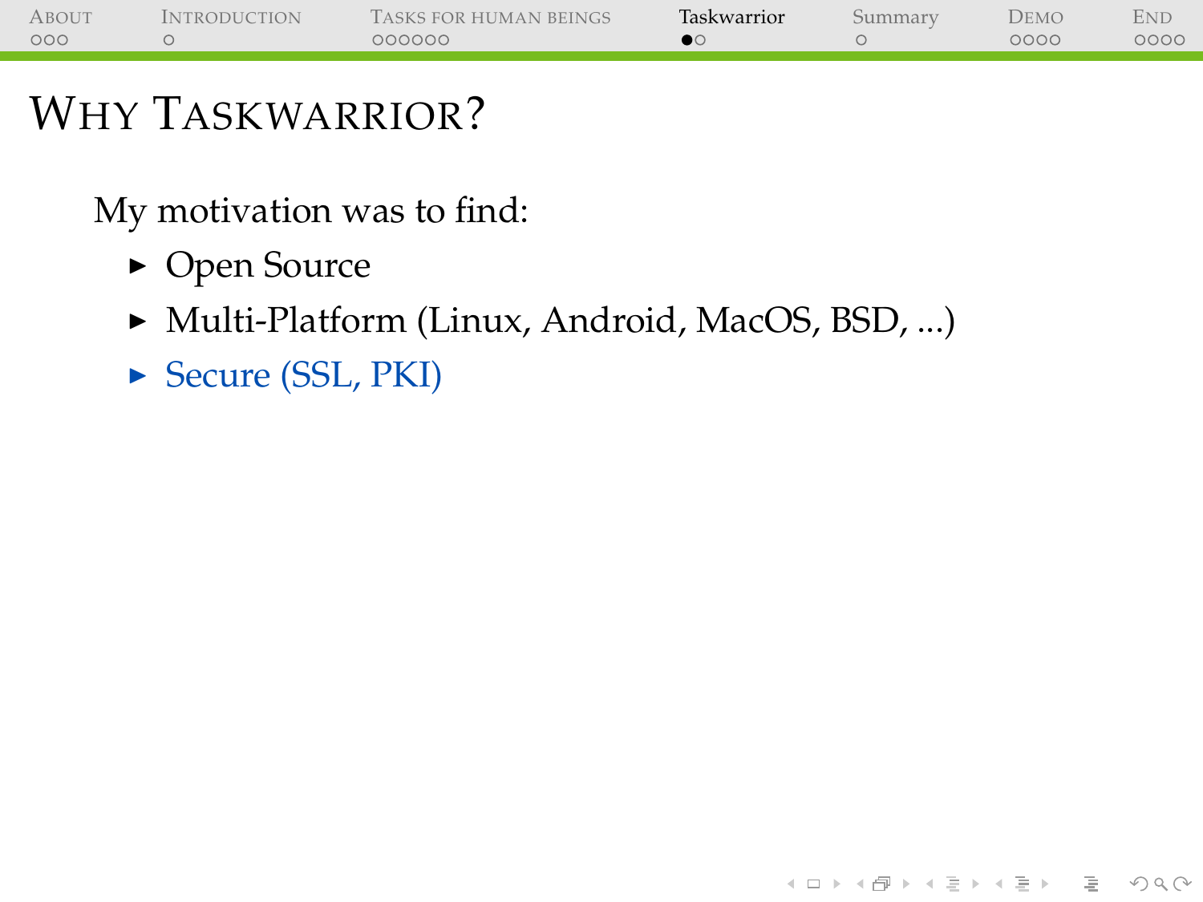# Why Taskwarrior?

My motivation was to find:

- Open Source
- Multi-Platform (Linux, Android, MacOS, BSD, ...)
- Secure (SSL, PKI)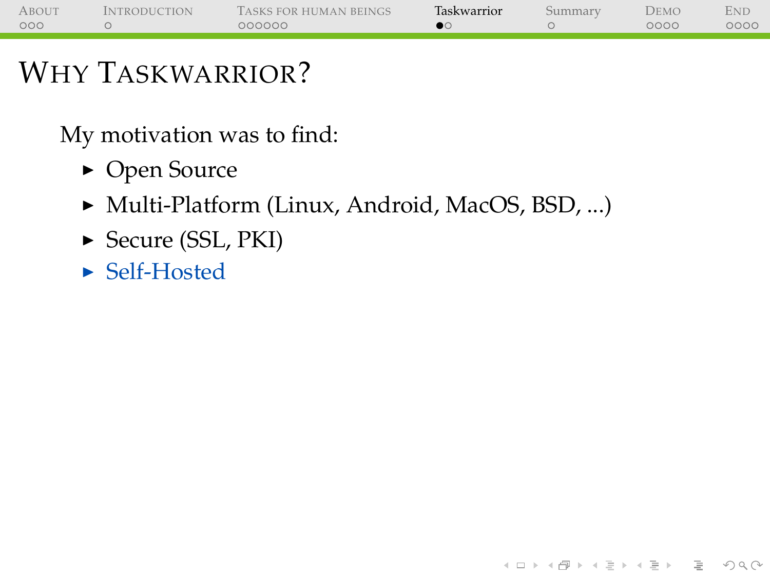# Why Taskwarrior?

My motivation was to find:

- Open Source
- Multi-Platform (Linux, Android, MacOS, BSD, ...)
- Secure (SSL, PKI)
- Self-Hosted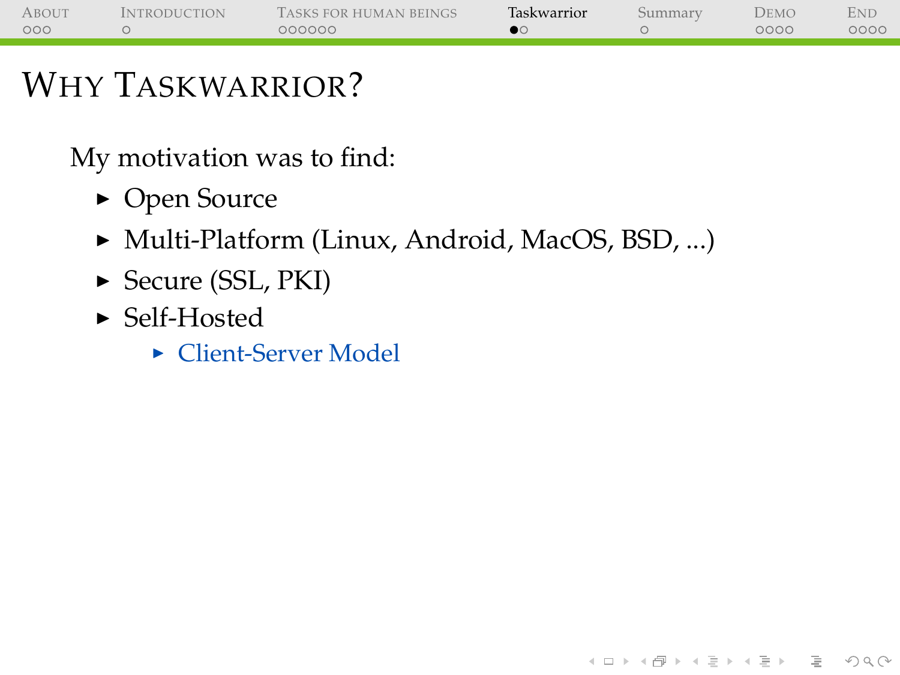# Why Taskwarrior?

My motivation was to find:

- Open Source
- Multi-Platform (Linux, Android, MacOS, BSD, ...)
- Secure (SSL, PKI)
- Self-Hosted
  - Client-Server Model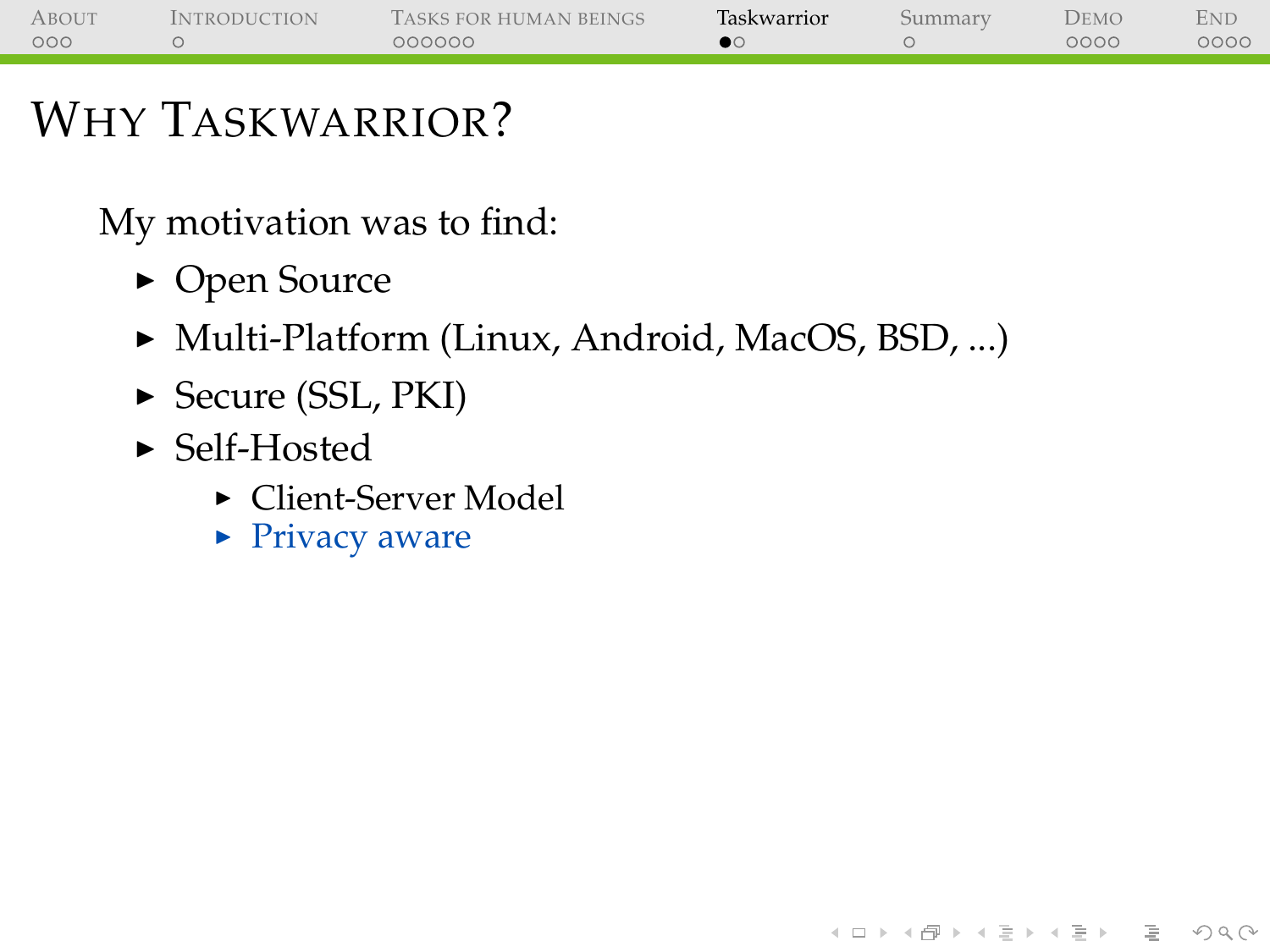# Why Taskwarrior?

My motivation was to find:

- Open Source
- Multi-Platform (Linux, Android, MacOS, BSD, ...)
- Secure (SSL, PKI)
- Self-Hosted
  - Client-Server Model
  - Privacy aware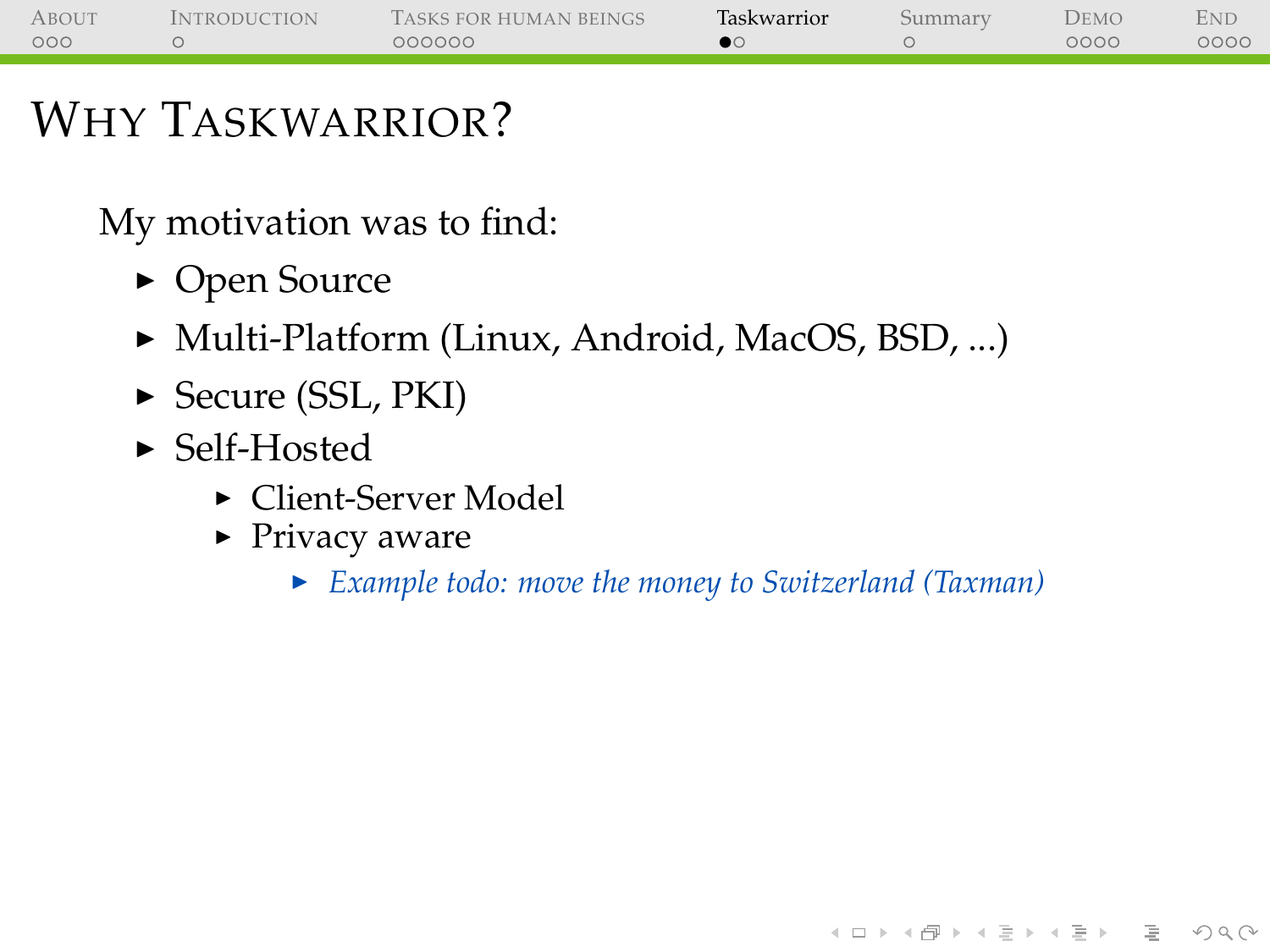# Why Taskwarrior?

My motivation was to find:

- Open Source
- Multi-Platform (Linux, Android, MacOS, BSD, ...)
- Secure (SSL, PKI)
- Self-Hosted
  - Client-Server Model
  - Privacy aware
    - *Example todo: move the money to Switzerland (Taxman)*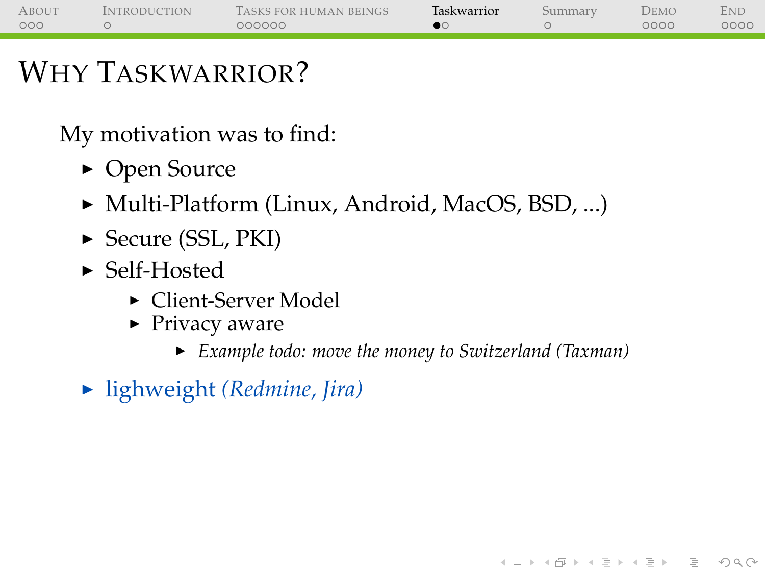# Why Taskwarrior?

My motivation was to find:

- Open Source
- Multi-Platform (Linux, Android, MacOS, BSD, ...)
- Secure (SSL, PKI)
- Self-Hosted
  - Client-Server Model
  - Privacy aware
    - *Example todo: move the money to Switzerland (Taxman)*
- lighweight *(Redmine, Jira)*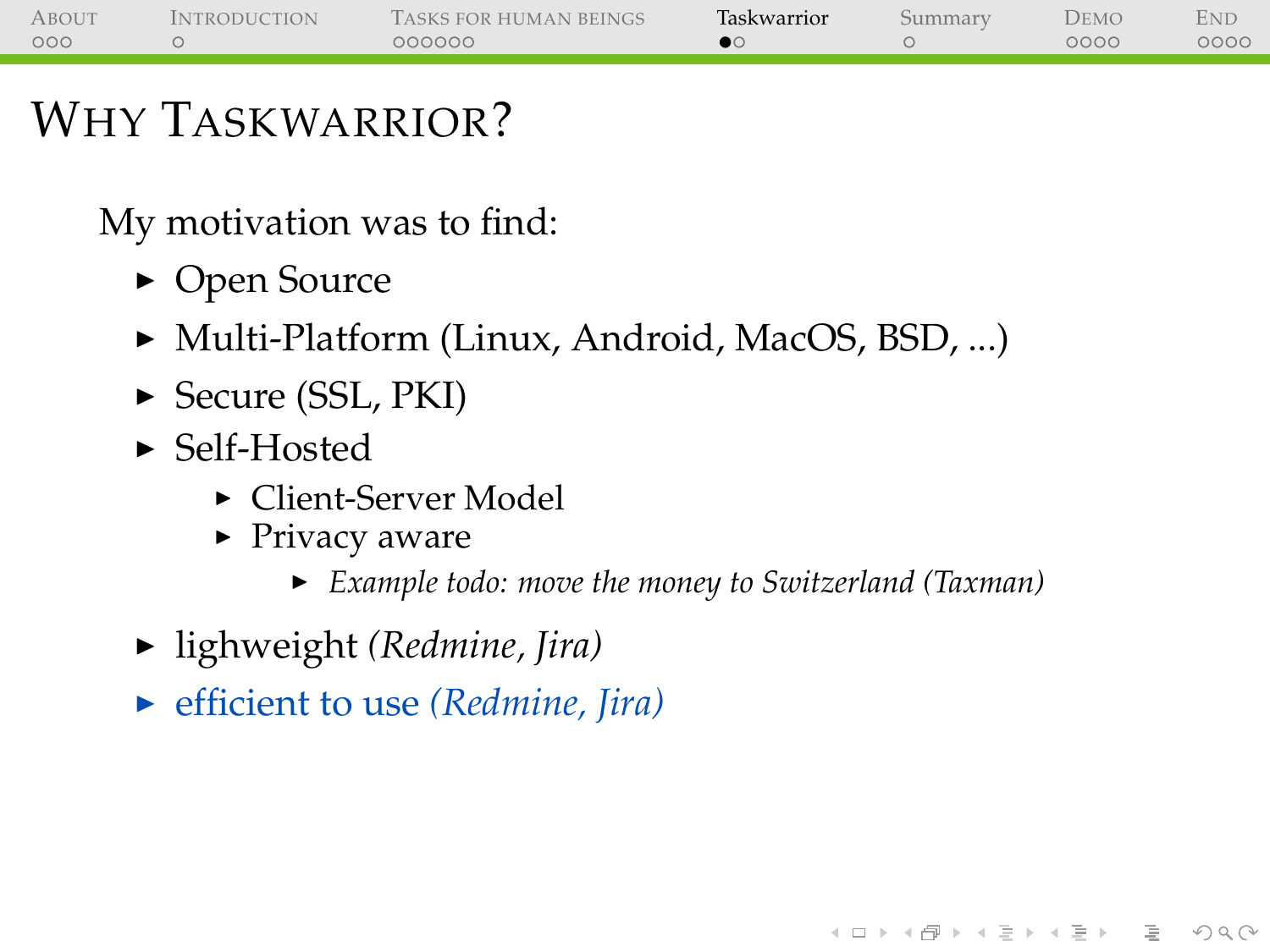# Why Taskwarrior?

My motivation was to find:

- Open Source
- Multi-Platform (Linux, Android, MacOS, BSD, ...)
- Secure (SSL, PKI)
- Self-Hosted
  - Client-Server Model
  - Privacy aware
    - *Example todo: move the money to Switzerland (Taxman)*
- lighweight *(Redmine, Jira)*
- efficient to use *(Redmine, Jira)*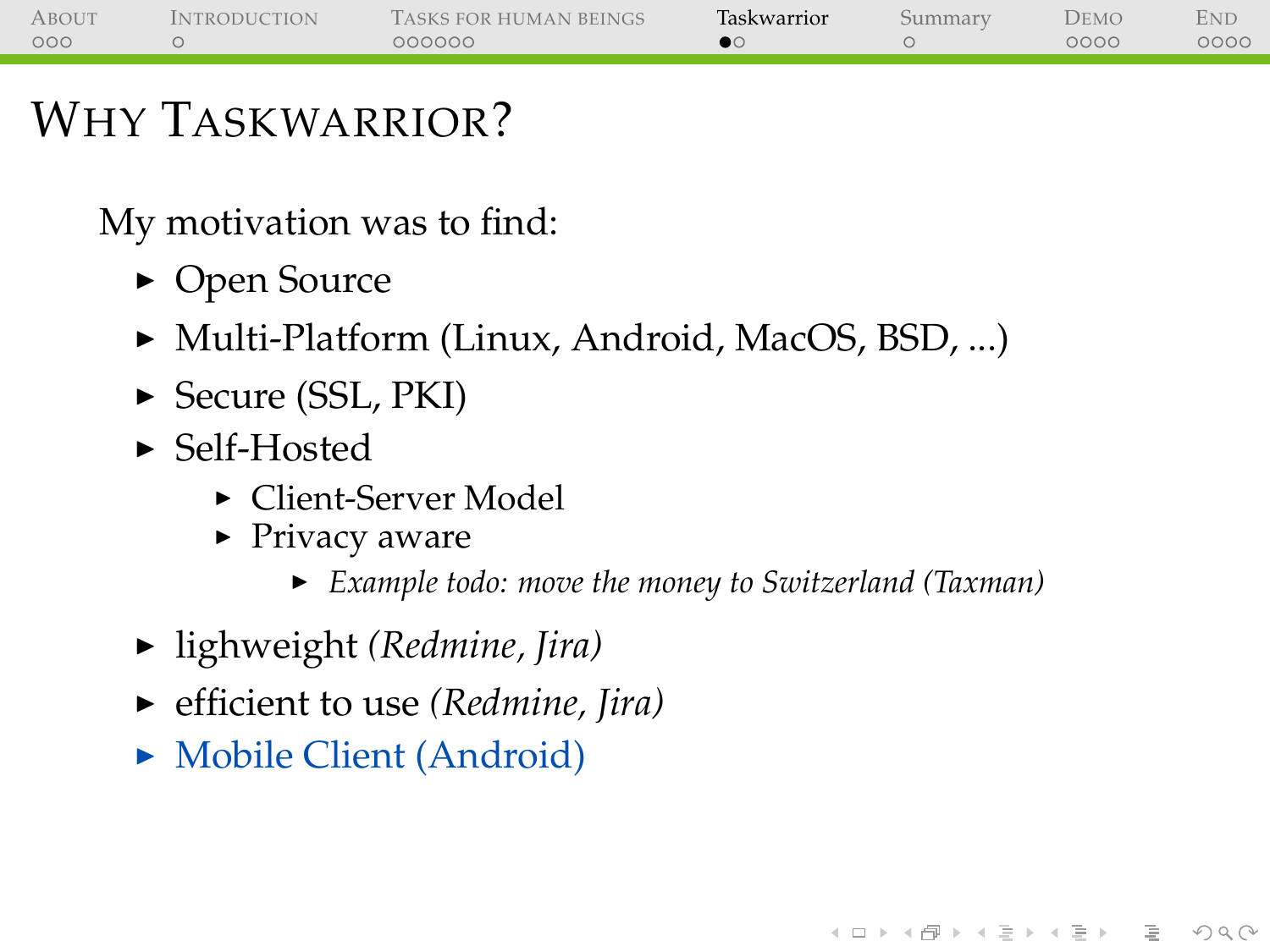# Why Taskwarrior?

My motivation was to find:

- Open Source
- Multi-Platform (Linux, Android, MacOS, BSD, ...)
- Secure (SSL, PKI)
- Self-Hosted
  - Client-Server Model
  - Privacy aware
    - *Example todo: move the money to Switzerland (Taxman)*
- lighweight *(Redmine, Jira)*
- efficient to use *(Redmine, Jira)*
- Mobile Client (Android)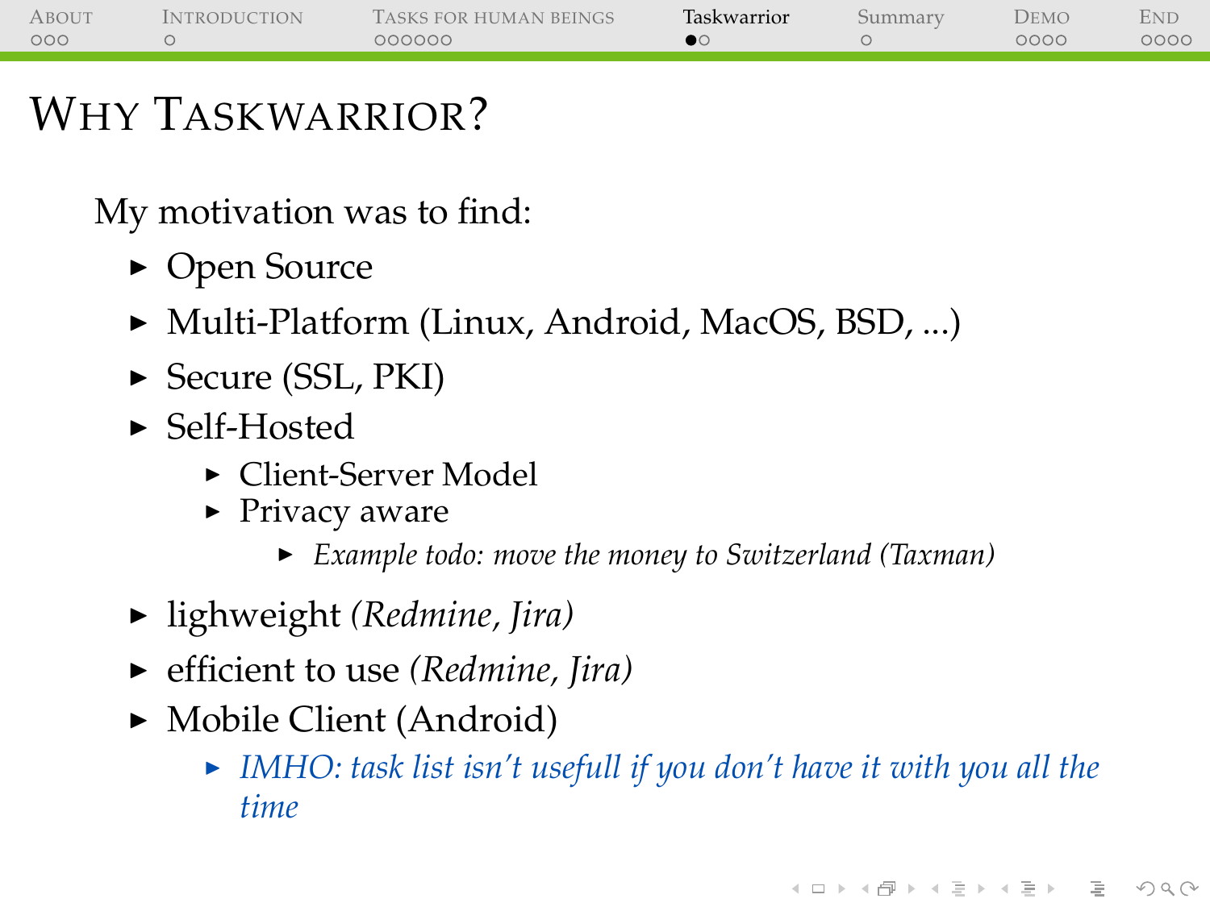# Why Taskwarrior?

My motivation was to find:

- Open Source
- Multi-Platform (Linux, Android, MacOS, BSD, ...)
- Secure (SSL, PKI)
- Self-Hosted
  - Client-Server Model
  - Privacy aware
    - *Example todo: move the money to Switzerland (Taxman)*
- lighweight *(Redmine, Jira)*
- efficient to use *(Redmine, Jira)*
- Mobile Client (Android)
  - *IMHO: task list isn't usefull if you don't have it with you all the time*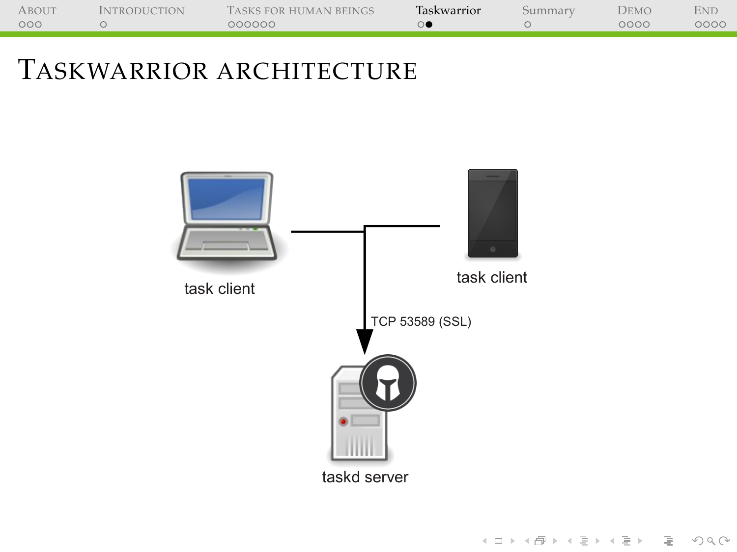# Taskwarrior architecture

task client

task client

TCP 53589 (SSL)

taskd server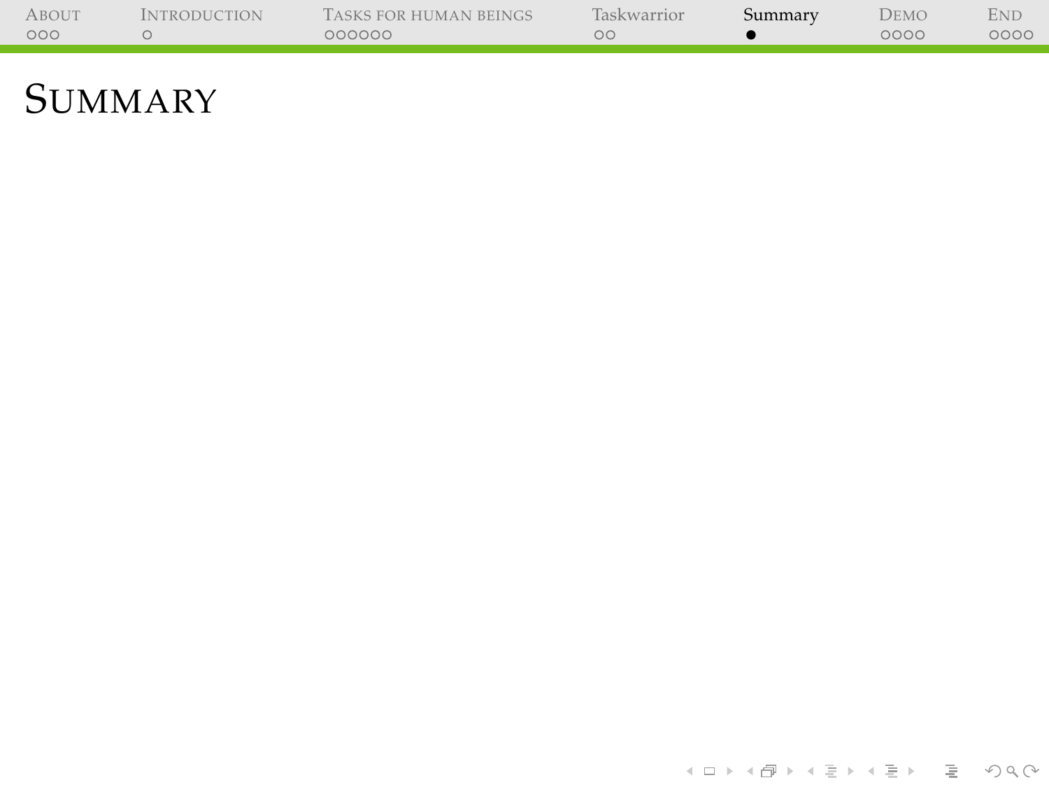# Summary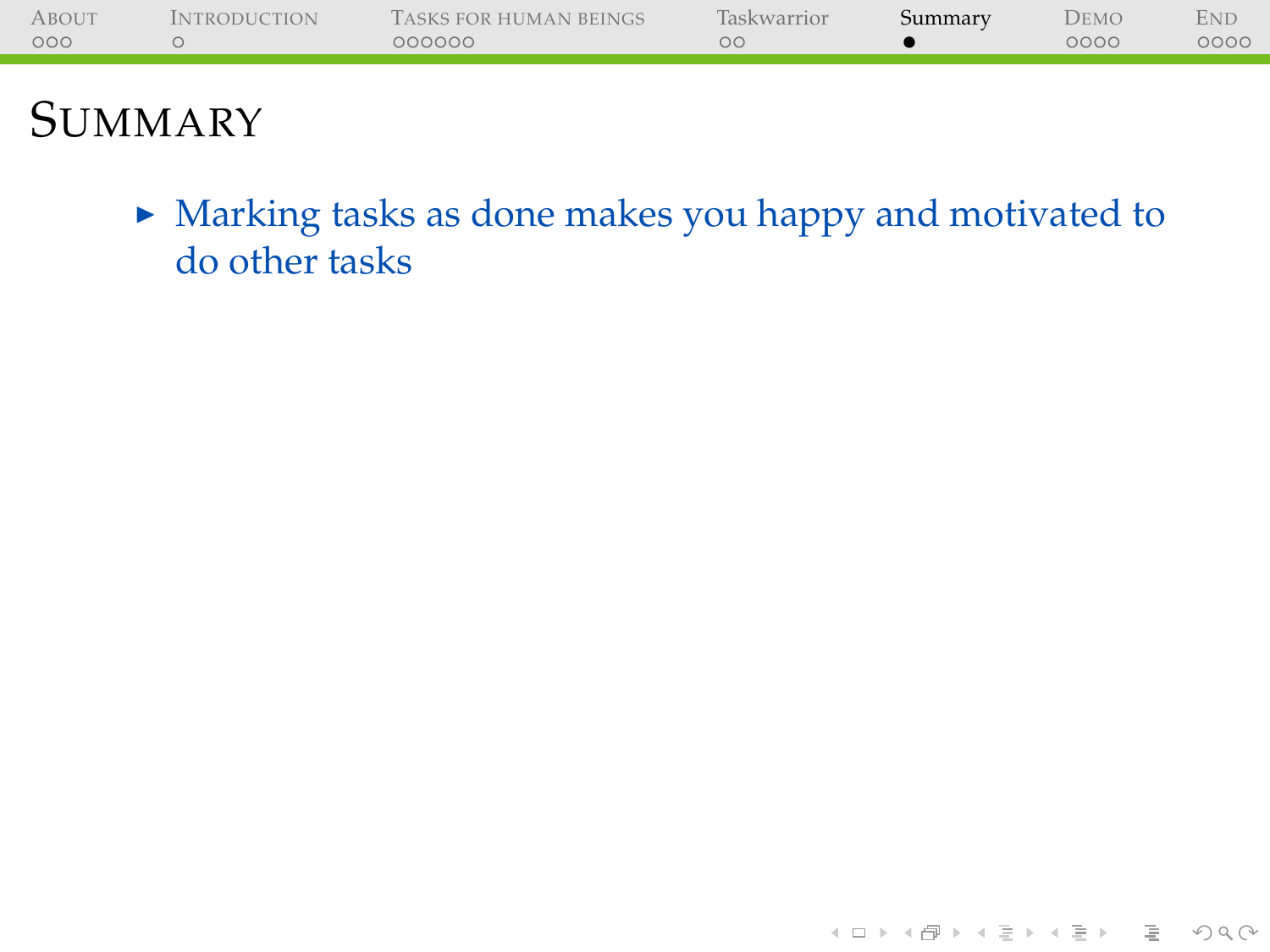# Summary

- Marking tasks as done makes you happy and motivated to do other tasks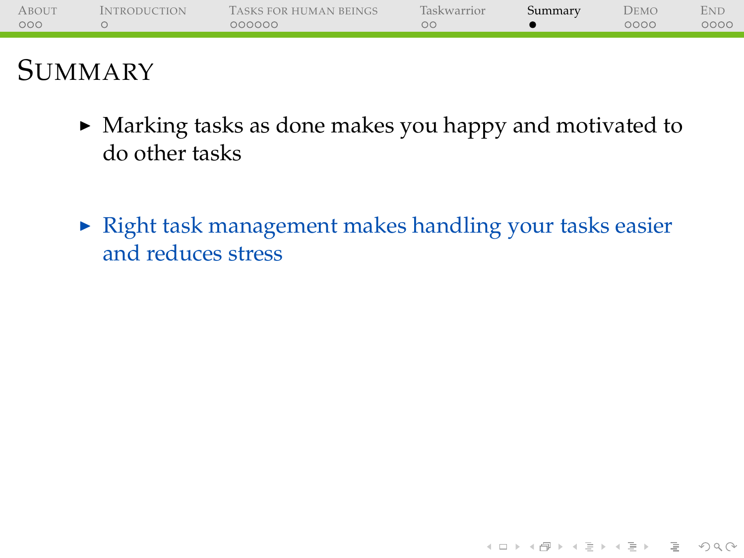# Summary

- Marking tasks as done makes you happy and motivated to do other tasks

- Right task management makes handling your tasks easier and reduces stress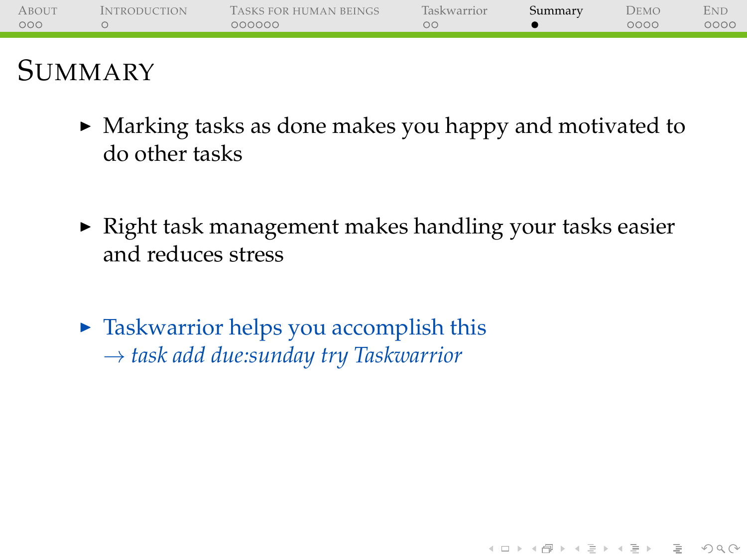# Summary

- Marking tasks as done makes you happy and motivated to do other tasks
- Right task management makes handling your tasks easier and reduces stress
- Taskwarrior helps you accomplish this
  → *task add due:sunday try Taskwarrior*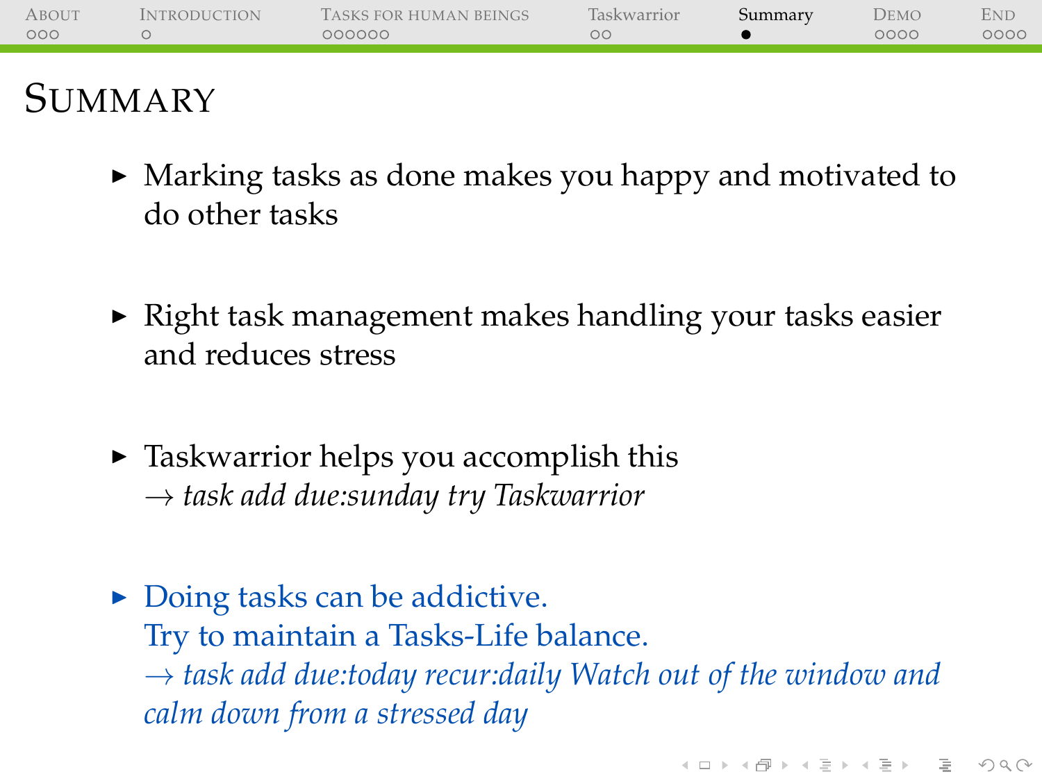# Summary

- Marking tasks as done makes you happy and motivated to do other tasks
- Right task management makes handling your tasks easier and reduces stress
- Taskwarrior helps you accomplish this
  → *task add due:sunday try Taskwarrior*
- Doing tasks can be addictive.
  Try to maintain a Tasks-Life balance.
  → *task add due:today recur:daily Watch out of the window and calm down from a stressed day*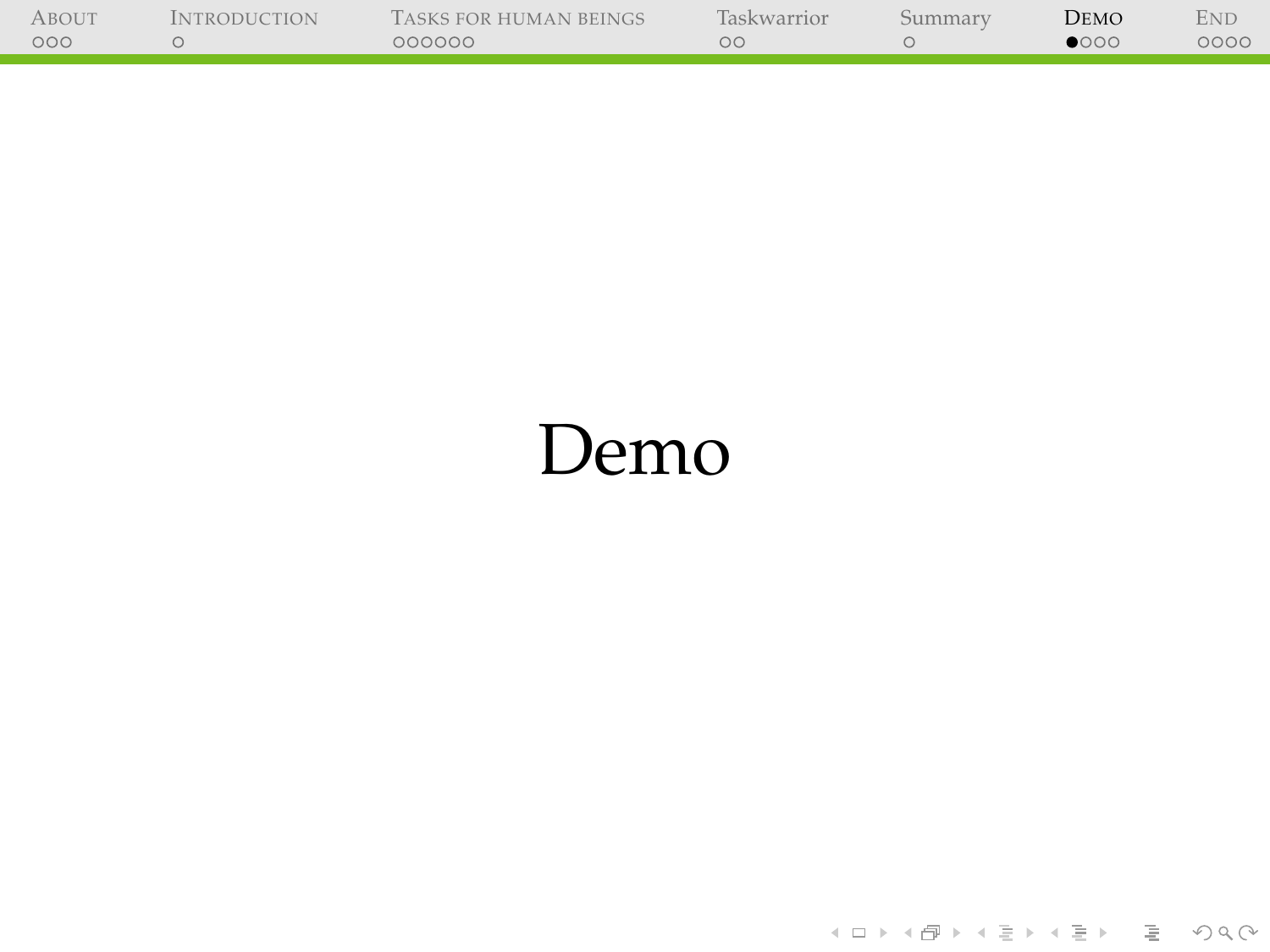# Demo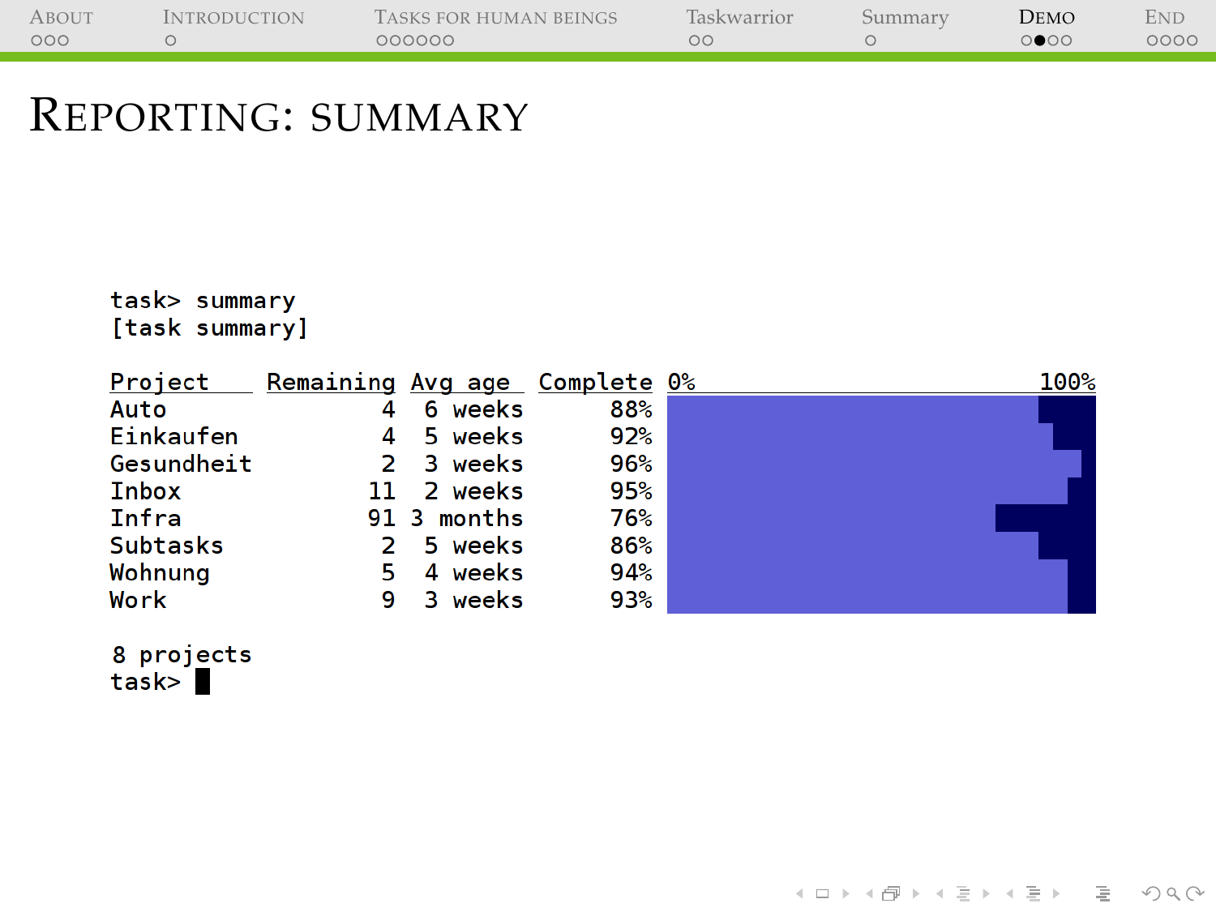# Reporting: summary

```
task> summary
[task summary]

Project      Remaining Avg age  Complete 0%                        100%
Auto                 4  6 weeks      88%
Einkaufen            4  5 weeks      92%
Gesundheit           2  3 weeks      96%
Inbox               11  2 weeks      95%
Infra               91 3 months      76%
Subtasks             2  5 weeks      86%
Wohnung              5  4 weeks      94%
Work                 9  3 weeks      93%

8 projects
task>
```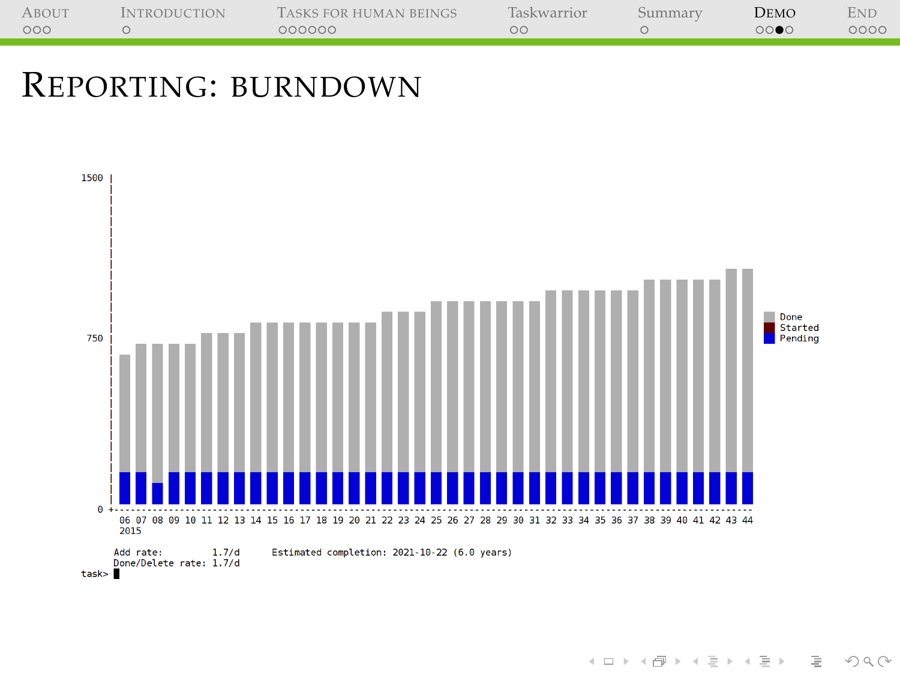# Reporting: burndown

```
1500 |
     |
     |
 750 |
     |
     |
   0 +-----------------------------------------------------------------------------------------
      06 07 08 09 10 11 12 13 14 15 16 17 18 19 20 21 22 23 24 25 26 27 28 29 30 31 32 33 34 35 36 37 38 39 40 41 42 43 44
      2015

                                                                                              Done
                                                                                              Started
                                                                                              Pending

     Add rate:         1.7/d      Estimated completion: 2021-10-22 (6.0 years)
     Done/Delete rate: 1.7/d
task>
```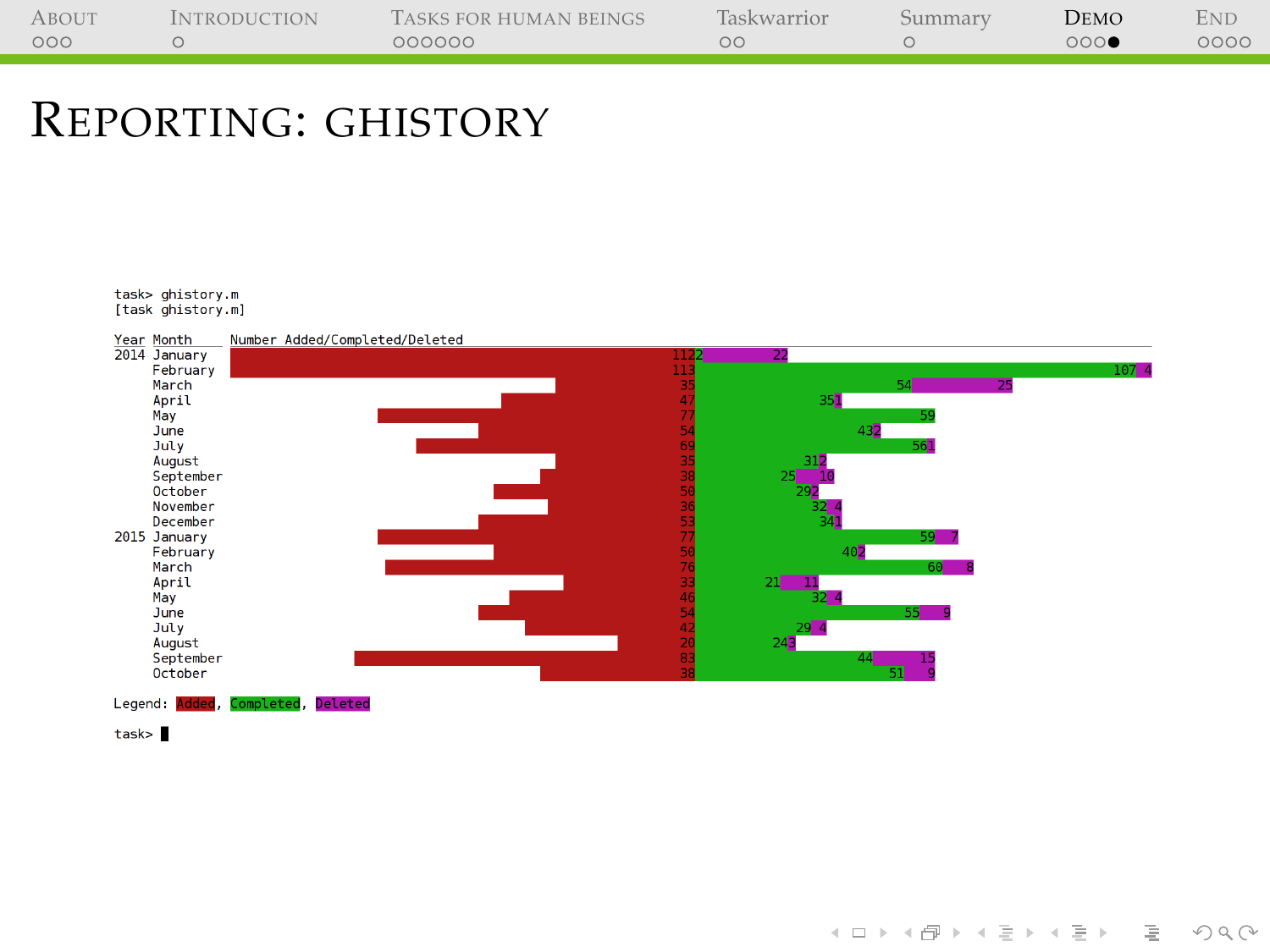# Reporting: ghistory

```
task> ghistory.m
[task ghistory.m]

Year Month      Number Added/Completed/Deleted
2014 January    1122 22
     February   113 107 4
     March      35 54 25
     April      47 35 1
     May        77 59
     June       54 43 2
     July       69 56 1
     August     35 31 2
     September  38 25 10
     October    50 29 2
     November   36 32 4
     December   53 34 1
2015 January    77 59 7
     February   50 40 2
     March      76 60 8
     April      33 21 11
     May        46 32 4
     June       54 55 9
     July       42 29 4
     August     20 24 3
     September  83 44 15
     October    38 51 9

Legend: Added, Completed, Deleted

task>
```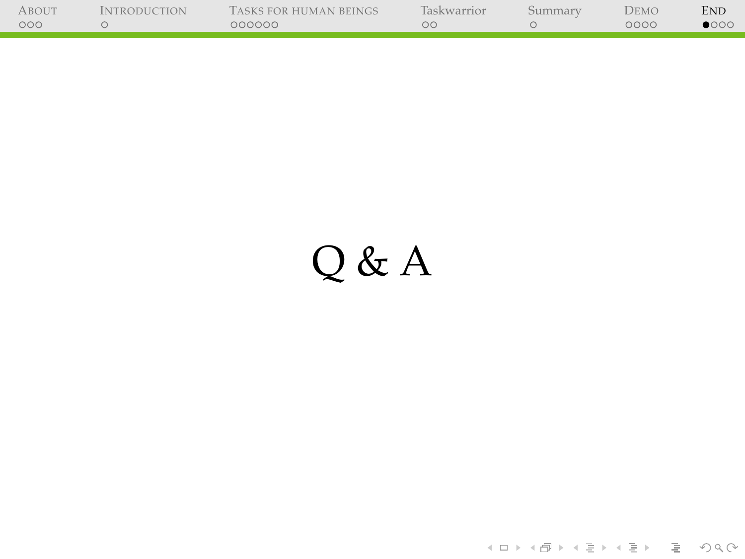# Q & A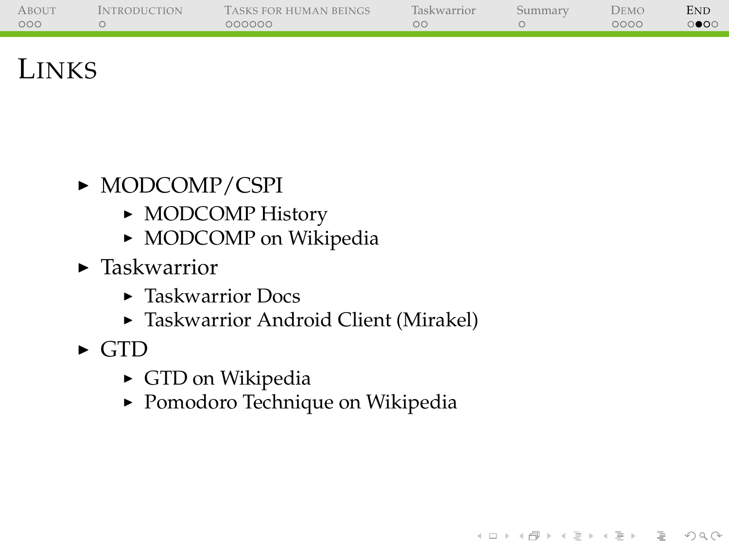# Links

- MODCOMP/CSPI
  - MODCOMP History
  - MODCOMP on Wikipedia
- Taskwarrior
  - Taskwarrior Docs
  - Taskwarrior Android Client (Mirakel)
- GTD
  - GTD on Wikipedia
  - Pomodoro Technique on Wikipedia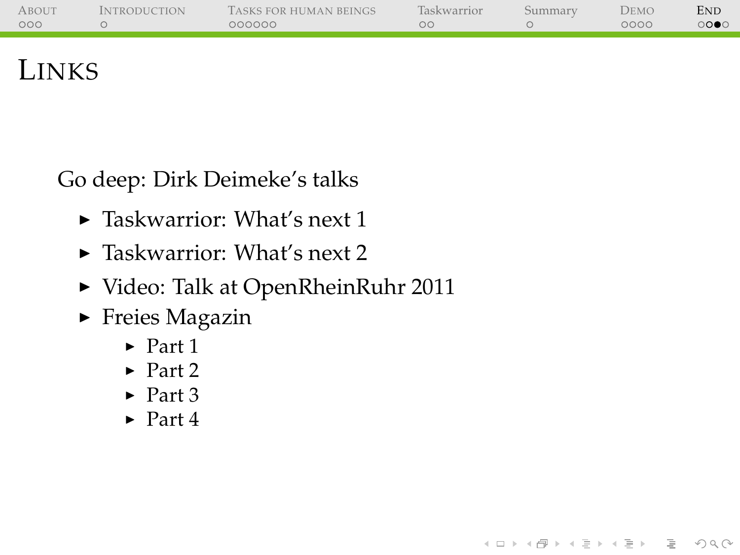# Links

Go deep: Dirk Deimeke's talks

- Taskwarrior: What's next 1
- Taskwarrior: What's next 2
- Video: Talk at OpenRheinRuhr 2011
- Freies Magazin
  - Part 1
  - Part 2
  - Part 3
  - Part 4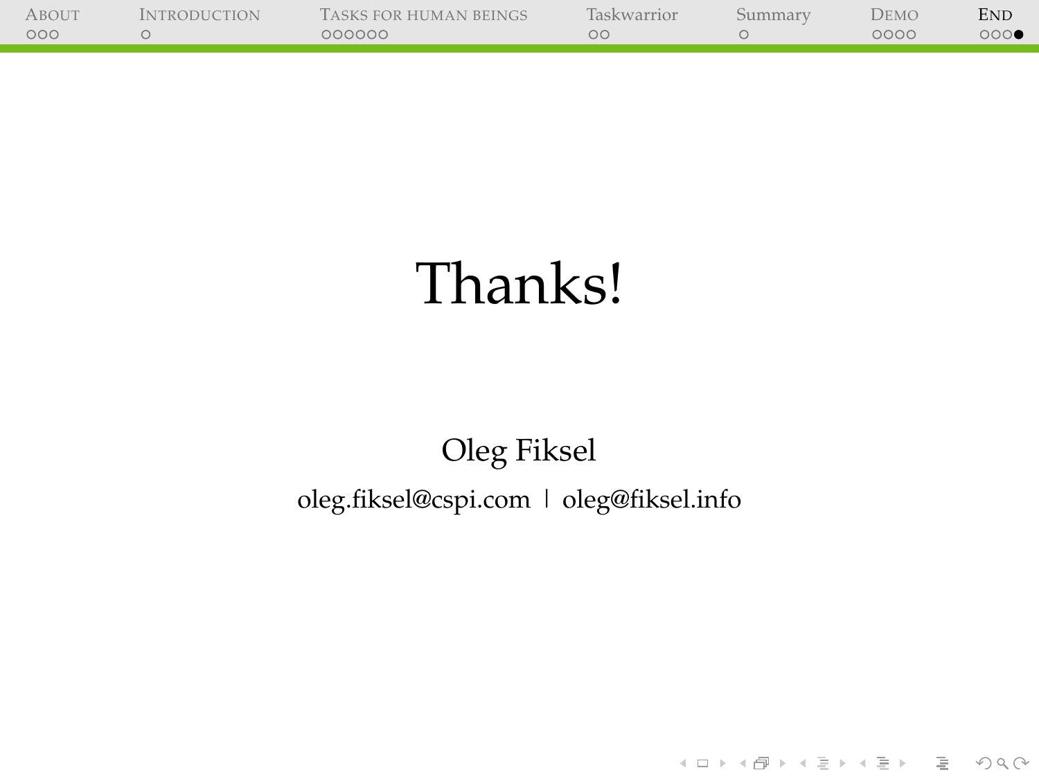# Thanks!

Oleg Fiksel

oleg.fiksel@cspi.com | oleg@fiksel.info